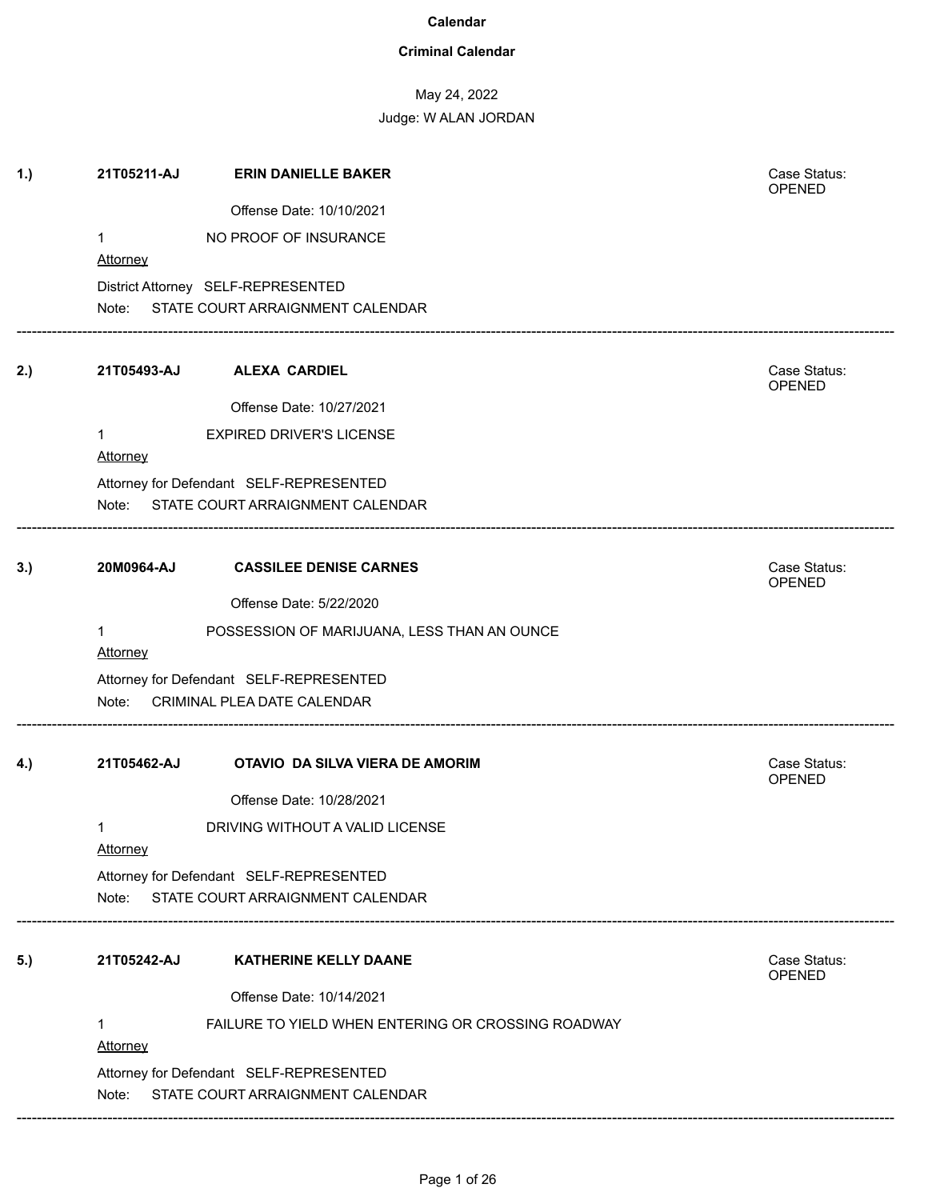# Calendar

## Criminal Calendar

May 24, 2022

Judge: W ALAN JORDAN

---

**1.)** **21T05211-AJ** **ERIN DANIELLE BAKER**

Case Status: OPENED

Offense Date: 10/10/2021

1 NO PROOF OF INSURANCE

Attorney

District Attorney SELF-REPRESENTED

Note: STATE COURT ARRAIGNMENT CALENDAR

---

**2.)** **21T05493-AJ** **ALEXA CARDIEL**

Case Status: OPENED

Offense Date: 10/27/2021

1 EXPIRED DRIVER'S LICENSE

Attorney

Attorney for Defendant SELF-REPRESENTED

Note: STATE COURT ARRAIGNMENT CALENDAR

---

**3.)** **20M0964-AJ** **CASSILEE DENISE CARNES**

Case Status: OPENED

Offense Date: 5/22/2020

1 POSSESSION OF MARIJUANA, LESS THAN AN OUNCE

Attorney

Attorney for Defendant SELF-REPRESENTED

Note: CRIMINAL PLEA DATE CALENDAR

---

**4.)** **21T05462-AJ** **OTAVIO DA SILVA VIERA DE AMORIM**

Case Status: OPENED

Offense Date: 10/28/2021

1 DRIVING WITHOUT A VALID LICENSE

Attorney

Attorney for Defendant SELF-REPRESENTED

Note: STATE COURT ARRAIGNMENT CALENDAR

---

**5.)** **21T05242-AJ** **KATHERINE KELLY DAANE**

Case Status: OPENED

Offense Date: 10/14/2021

1 FAILURE TO YIELD WHEN ENTERING OR CROSSING ROADWAY

Attorney

Attorney for Defendant SELF-REPRESENTED

Note: STATE COURT ARRAIGNMENT CALENDAR

---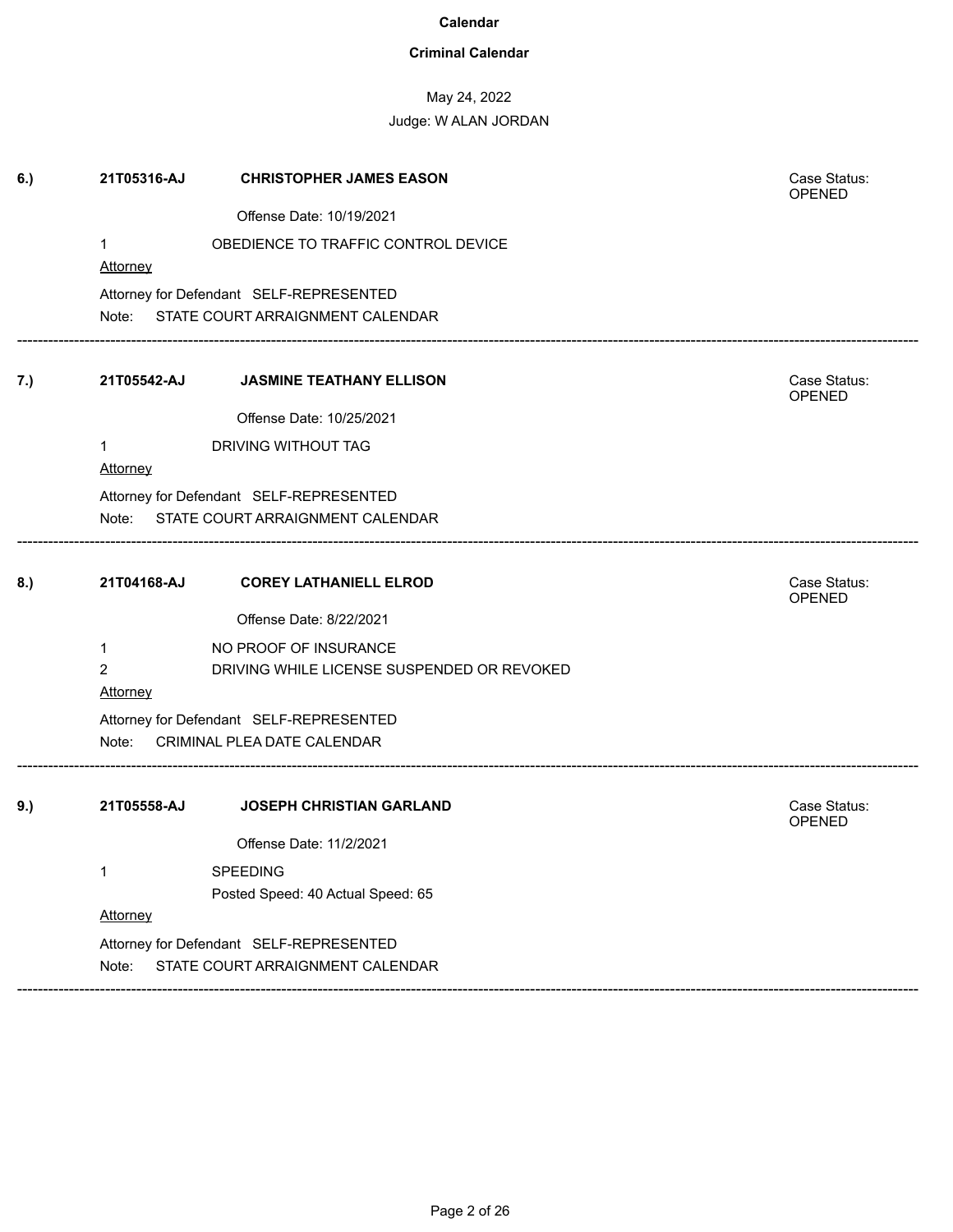**Calendar**

**Criminal Calendar**

May 24, 2022

Judge: W ALAN JORDAN

**6.)** **21T05316-AJ** **CHRISTOPHER JAMES EASON**

Case Status: OPENED

Offense Date: 10/19/2021

1 OBEDIENCE TO TRAFFIC CONTROL DEVICE

Attorney

Attorney for Defendant SELF-REPRESENTED

Note: STATE COURT ARRAIGNMENT CALENDAR

---

**7.)** **21T05542-AJ** **JASMINE TEATHANY ELLISON**

Case Status: OPENED

Offense Date: 10/25/2021

1 DRIVING WITHOUT TAG

Attorney

Attorney for Defendant SELF-REPRESENTED

Note: STATE COURT ARRAIGNMENT CALENDAR

---

**8.)** **21T04168-AJ** **COREY LATHANIELL ELROD**

Case Status: OPENED

Offense Date: 8/22/2021

1 NO PROOF OF INSURANCE

2 DRIVING WHILE LICENSE SUSPENDED OR REVOKED

Attorney

Attorney for Defendant SELF-REPRESENTED

Note: CRIMINAL PLEA DATE CALENDAR

---

**9.)** **21T05558-AJ** **JOSEPH CHRISTIAN GARLAND**

Case Status: OPENED

Offense Date: 11/2/2021

1 SPEEDING

Posted Speed: 40 Actual Speed: 65

Attorney

Attorney for Defendant SELF-REPRESENTED

Note: STATE COURT ARRAIGNMENT CALENDAR

---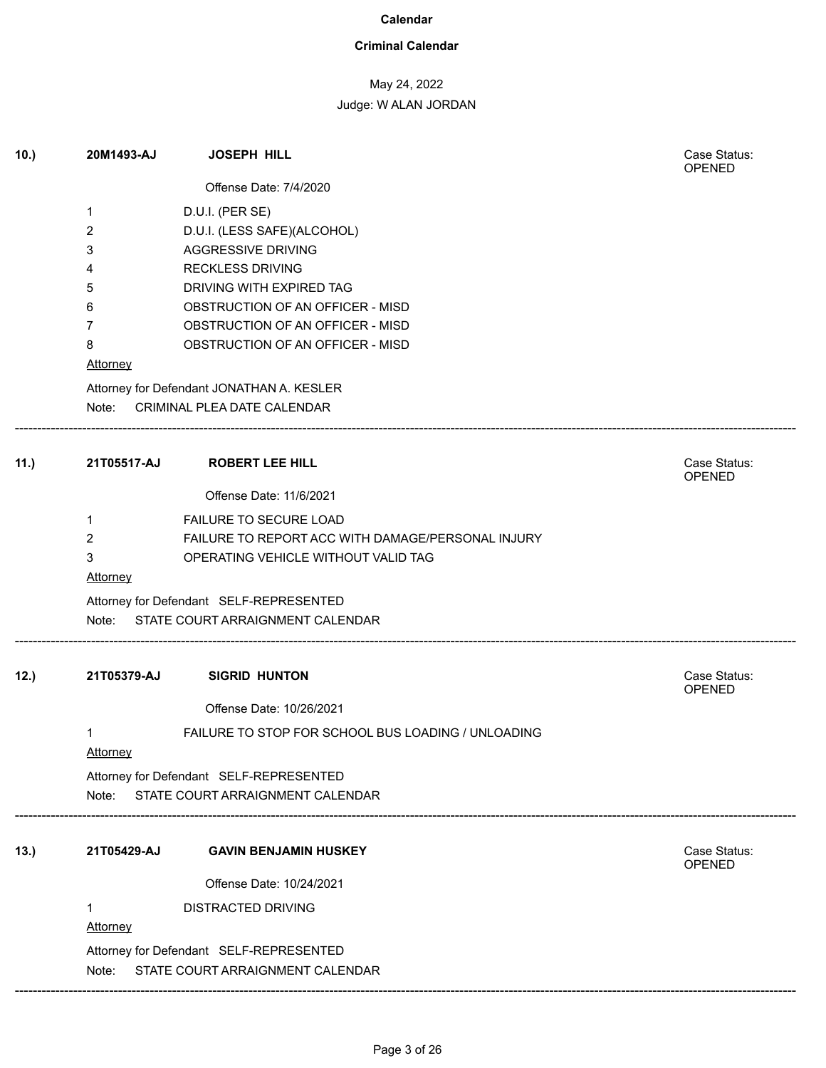**Calendar**

**Criminal Calendar**

May 24, 2022

Judge: W ALAN JORDAN

---

**10.)** **20M1493-AJ** **JOSEPH HILL** — Case Status: OPENED

Offense Date: 7/4/2020

1. D.U.I. (PER SE)
2. D.U.I. (LESS SAFE)(ALCOHOL)
3. AGGRESSIVE DRIVING
4. RECKLESS DRIVING
5. DRIVING WITH EXPIRED TAG
6. OBSTRUCTION OF AN OFFICER - MISD
7. OBSTRUCTION OF AN OFFICER - MISD
8. OBSTRUCTION OF AN OFFICER - MISD

Attorney

Attorney for Defendant JONATHAN A. KESLER

Note: CRIMINAL PLEA DATE CALENDAR

---

**11.)** **21T05517-AJ** **ROBERT LEE HILL** — Case Status: OPENED

Offense Date: 11/6/2021

1. FAILURE TO SECURE LOAD
2. FAILURE TO REPORT ACC WITH DAMAGE/PERSONAL INJURY
3. OPERATING VEHICLE WITHOUT VALID TAG

Attorney

Attorney for Defendant SELF-REPRESENTED

Note: STATE COURT ARRAIGNMENT CALENDAR

---

**12.)** **21T05379-AJ** **SIGRID HUNTON** — Case Status: OPENED

Offense Date: 10/26/2021

1. FAILURE TO STOP FOR SCHOOL BUS LOADING / UNLOADING

Attorney

Attorney for Defendant SELF-REPRESENTED

Note: STATE COURT ARRAIGNMENT CALENDAR

---

**13.)** **21T05429-AJ** **GAVIN BENJAMIN HUSKEY** — Case Status: OPENED

Offense Date: 10/24/2021

1. DISTRACTED DRIVING

Attorney

Attorney for Defendant SELF-REPRESENTED

Note: STATE COURT ARRAIGNMENT CALENDAR

---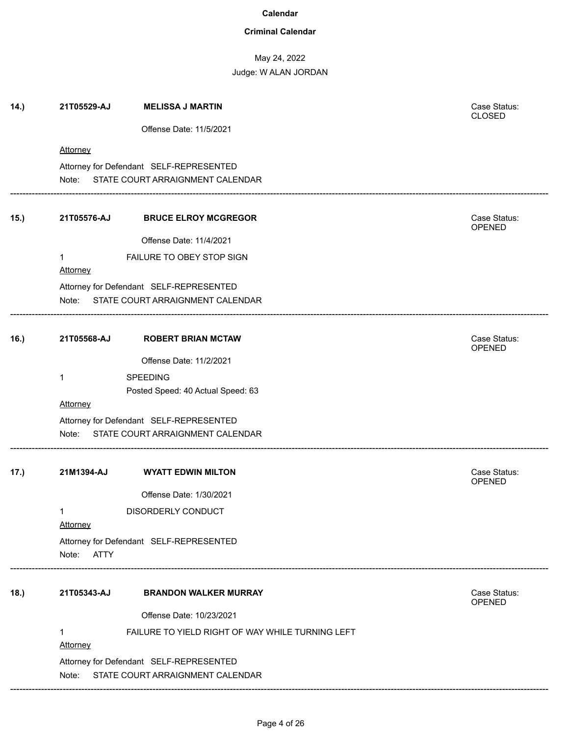**Calendar**

**Criminal Calendar**

May 24, 2022

Judge: W ALAN JORDAN

**14.)** **21T05529-AJ** **MELISSA J MARTIN** Case Status: CLOSED

Offense Date: 11/5/2021

Attorney

Attorney for Defendant SELF-REPRESENTED

Note: STATE COURT ARRAIGNMENT CALENDAR

---

**15.)** **21T05576-AJ** **BRUCE ELROY MCGREGOR** Case Status: OPENED

Offense Date: 11/4/2021

1 FAILURE TO OBEY STOP SIGN

Attorney

Attorney for Defendant SELF-REPRESENTED

Note: STATE COURT ARRAIGNMENT CALENDAR

---

**16.)** **21T05568-AJ** **ROBERT BRIAN MCTAW** Case Status: OPENED

Offense Date: 11/2/2021

1 SPEEDING

Posted Speed: 40 Actual Speed: 63

Attorney

Attorney for Defendant SELF-REPRESENTED

Note: STATE COURT ARRAIGNMENT CALENDAR

---

**17.)** **21M1394-AJ** **WYATT EDWIN MILTON** Case Status: OPENED

Offense Date: 1/30/2021

1 DISORDERLY CONDUCT

Attorney

Attorney for Defendant SELF-REPRESENTED

Note: ATTY

---

**18.)** **21T05343-AJ** **BRANDON WALKER MURRAY** Case Status: OPENED

Offense Date: 10/23/2021

1 FAILURE TO YIELD RIGHT OF WAY WHILE TURNING LEFT

Attorney

Attorney for Defendant SELF-REPRESENTED

Note: STATE COURT ARRAIGNMENT CALENDAR

---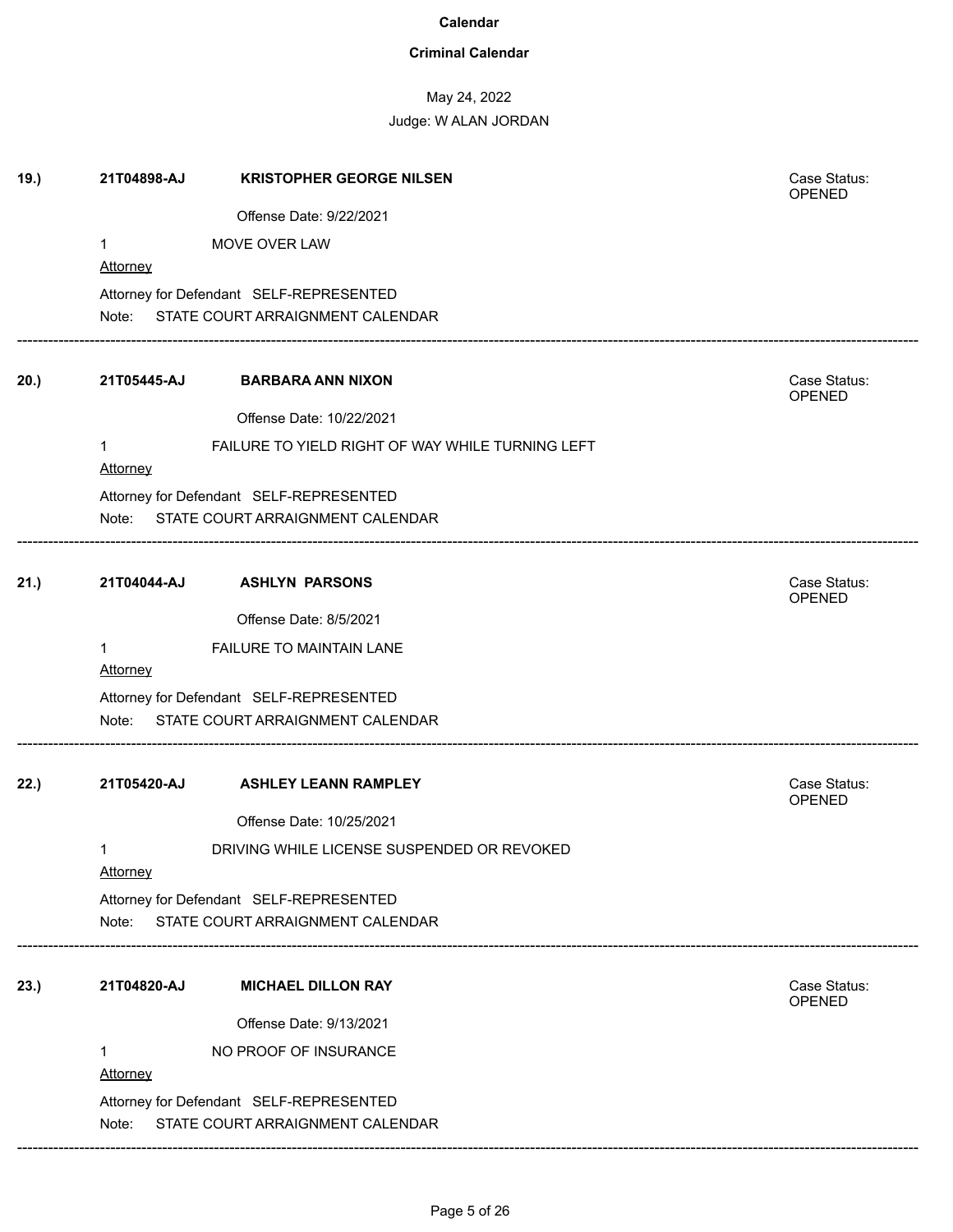**Calendar**

**Criminal Calendar**

May 24, 2022

Judge: W ALAN JORDAN

**19.)** **21T04898-AJ** **KRISTOPHER GEORGE NILSEN** Case Status: OPENED

Offense Date: 9/22/2021

1 MOVE OVER LAW

Attorney

Attorney for Defendant SELF-REPRESENTED

Note: STATE COURT ARRAIGNMENT CALENDAR

---

**20.)** **21T05445-AJ** **BARBARA ANN NIXON** Case Status: OPENED

Offense Date: 10/22/2021

1 FAILURE TO YIELD RIGHT OF WAY WHILE TURNING LEFT

Attorney

Attorney for Defendant SELF-REPRESENTED

Note: STATE COURT ARRAIGNMENT CALENDAR

---

**21.)** **21T04044-AJ** **ASHLYN PARSONS** Case Status: OPENED

Offense Date: 8/5/2021

1 FAILURE TO MAINTAIN LANE

Attorney

Attorney for Defendant SELF-REPRESENTED

Note: STATE COURT ARRAIGNMENT CALENDAR

---

**22.)** **21T05420-AJ** **ASHLEY LEANN RAMPLEY** Case Status: OPENED

Offense Date: 10/25/2021

1 DRIVING WHILE LICENSE SUSPENDED OR REVOKED

Attorney

Attorney for Defendant SELF-REPRESENTED

Note: STATE COURT ARRAIGNMENT CALENDAR

---

**23.)** **21T04820-AJ** **MICHAEL DILLON RAY** Case Status: OPENED

Offense Date: 9/13/2021

1 NO PROOF OF INSURANCE

Attorney

Attorney for Defendant SELF-REPRESENTED

Note: STATE COURT ARRAIGNMENT CALENDAR

---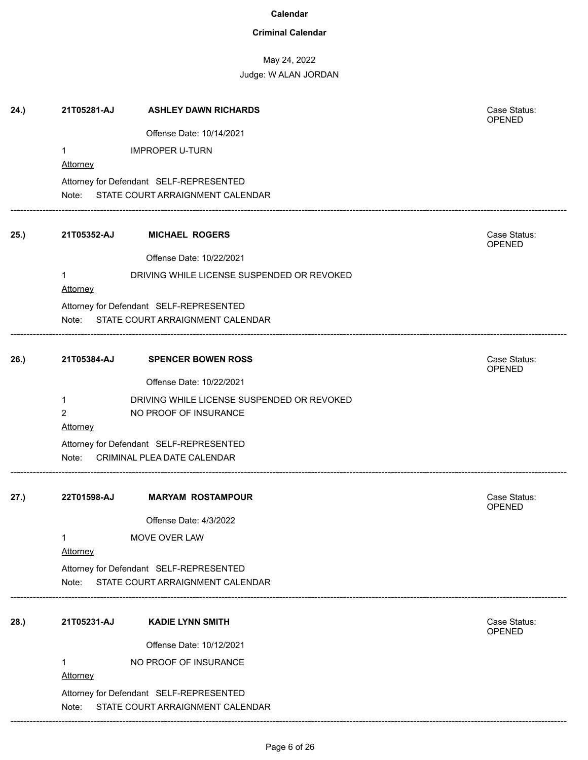**Calendar**

**Criminal Calendar**

May 24, 2022

Judge: W ALAN JORDAN

**24.)** **21T05281-AJ** **ASHLEY DAWN RICHARDS** Case Status: OPENED

Offense Date: 10/14/2021

1 IMPROPER U-TURN

Attorney

Attorney for Defendant SELF-REPRESENTED

Note: STATE COURT ARRAIGNMENT CALENDAR

---

**25.)** **21T05352-AJ** **MICHAEL ROGERS** Case Status: OPENED

Offense Date: 10/22/2021

1 DRIVING WHILE LICENSE SUSPENDED OR REVOKED

Attorney

Attorney for Defendant SELF-REPRESENTED

Note: STATE COURT ARRAIGNMENT CALENDAR

---

**26.)** **21T05384-AJ** **SPENCER BOWEN ROSS** Case Status: OPENED

Offense Date: 10/22/2021

1 DRIVING WHILE LICENSE SUSPENDED OR REVOKED

2 NO PROOF OF INSURANCE

Attorney

Attorney for Defendant SELF-REPRESENTED

Note: CRIMINAL PLEA DATE CALENDAR

---

**27.)** **22T01598-AJ** **MARYAM ROSTAMPOUR** Case Status: OPENED

Offense Date: 4/3/2022

1 MOVE OVER LAW

Attorney

Attorney for Defendant SELF-REPRESENTED

Note: STATE COURT ARRAIGNMENT CALENDAR

---

**28.)** **21T05231-AJ** **KADIE LYNN SMITH** Case Status: OPENED

Offense Date: 10/12/2021

1 NO PROOF OF INSURANCE

Attorney

Attorney for Defendant SELF-REPRESENTED

Note: STATE COURT ARRAIGNMENT CALENDAR

---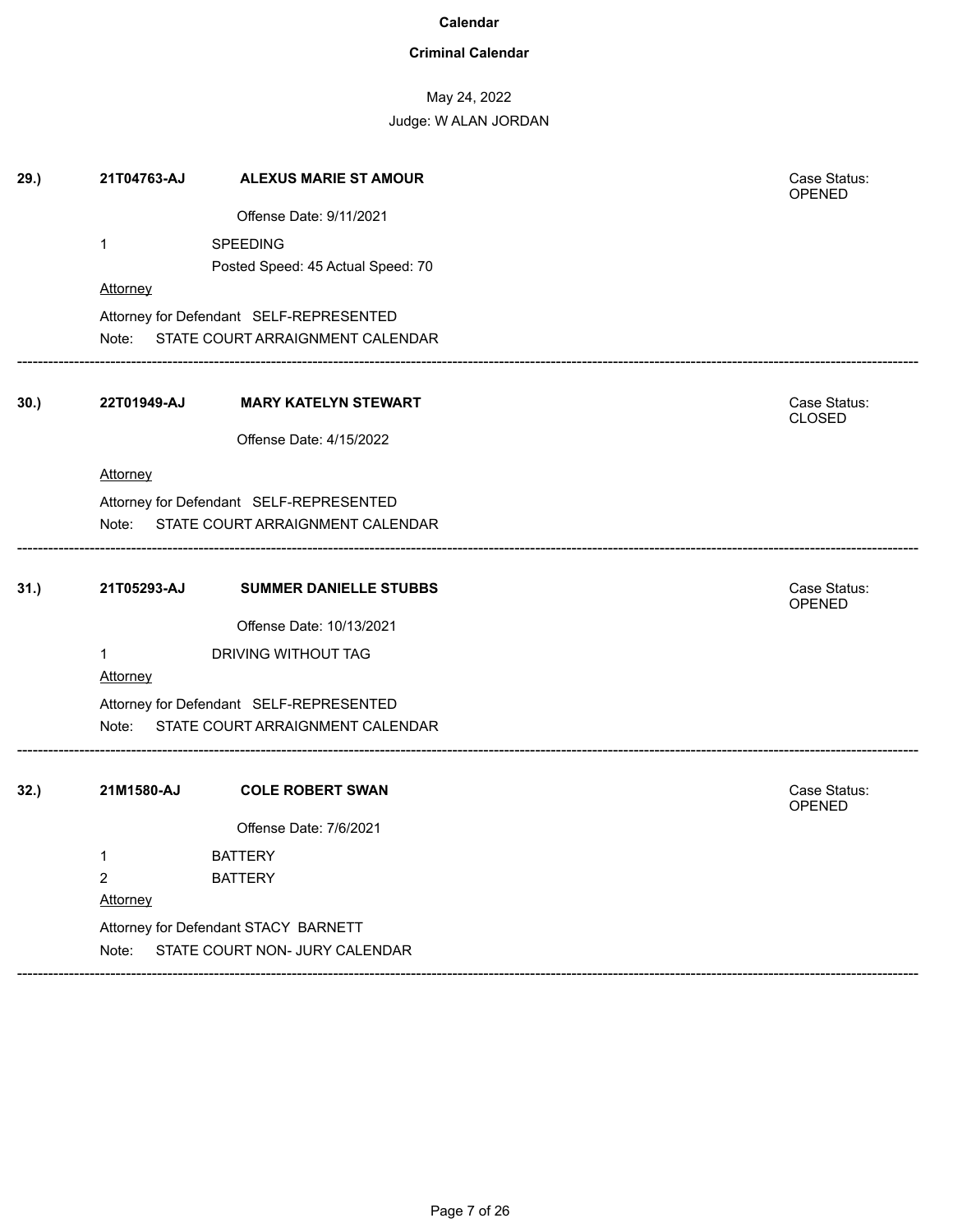# Calendar

## Criminal Calendar

May 24, 2022

Judge: W ALAN JORDAN

---

**29.)** **21T04763-AJ** **ALEXUS MARIE ST AMOUR**

Case Status: OPENED

Offense Date: 9/11/2021

1 SPEEDING

Posted Speed: 45 Actual Speed: 70

Attorney

Attorney for Defendant SELF-REPRESENTED

Note: STATE COURT ARRAIGNMENT CALENDAR

---

**30.)** **22T01949-AJ** **MARY KATELYN STEWART**

Case Status: CLOSED

Offense Date: 4/15/2022

Attorney

Attorney for Defendant SELF-REPRESENTED

Note: STATE COURT ARRAIGNMENT CALENDAR

---

**31.)** **21T05293-AJ** **SUMMER DANIELLE STUBBS**

Case Status: OPENED

Offense Date: 10/13/2021

1 DRIVING WITHOUT TAG

Attorney

Attorney for Defendant SELF-REPRESENTED

Note: STATE COURT ARRAIGNMENT CALENDAR

---

**32.)** **21M1580-AJ** **COLE ROBERT SWAN**

Case Status: OPENED

Offense Date: 7/6/2021

1 BATTERY

2 BATTERY

Attorney

Attorney for Defendant STACY BARNETT

Note: STATE COURT NON- JURY CALENDAR

---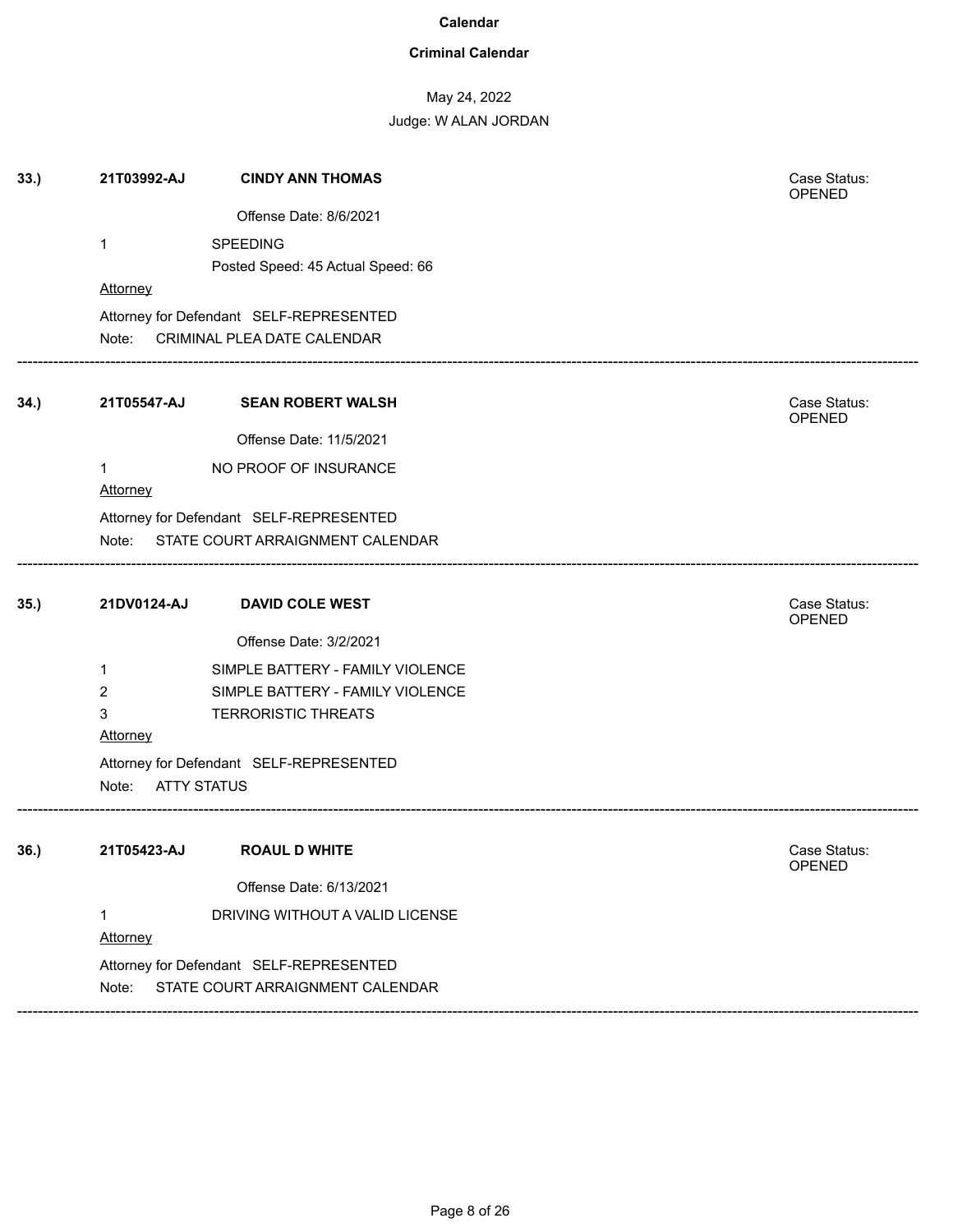# Calendar

## Criminal Calendar

May 24, 2022

Judge: W ALAN JORDAN

**33.)** **21T03992-AJ** **CINDY ANN THOMAS** Case Status: OPENED

Offense Date: 8/6/2021

1 SPEEDING

Posted Speed: 45 Actual Speed: 66

Attorney

Attorney for Defendant SELF-REPRESENTED

Note: CRIMINAL PLEA DATE CALENDAR

---

**34.)** **21T05547-AJ** **SEAN ROBERT WALSH** Case Status: OPENED

Offense Date: 11/5/2021

1 NO PROOF OF INSURANCE

Attorney

Attorney for Defendant SELF-REPRESENTED

Note: STATE COURT ARRAIGNMENT CALENDAR

---

**35.)** **21DV0124-AJ** **DAVID COLE WEST** Case Status: OPENED

Offense Date: 3/2/2021

1 SIMPLE BATTERY - FAMILY VIOLENCE

2 SIMPLE BATTERY - FAMILY VIOLENCE

3 TERRORISTIC THREATS

Attorney

Attorney for Defendant SELF-REPRESENTED

Note: ATTY STATUS

---

**36.)** **21T05423-AJ** **ROAUL D WHITE** Case Status: OPENED

Offense Date: 6/13/2021

1 DRIVING WITHOUT A VALID LICENSE

Attorney

Attorney for Defendant SELF-REPRESENTED

Note: STATE COURT ARRAIGNMENT CALENDAR

---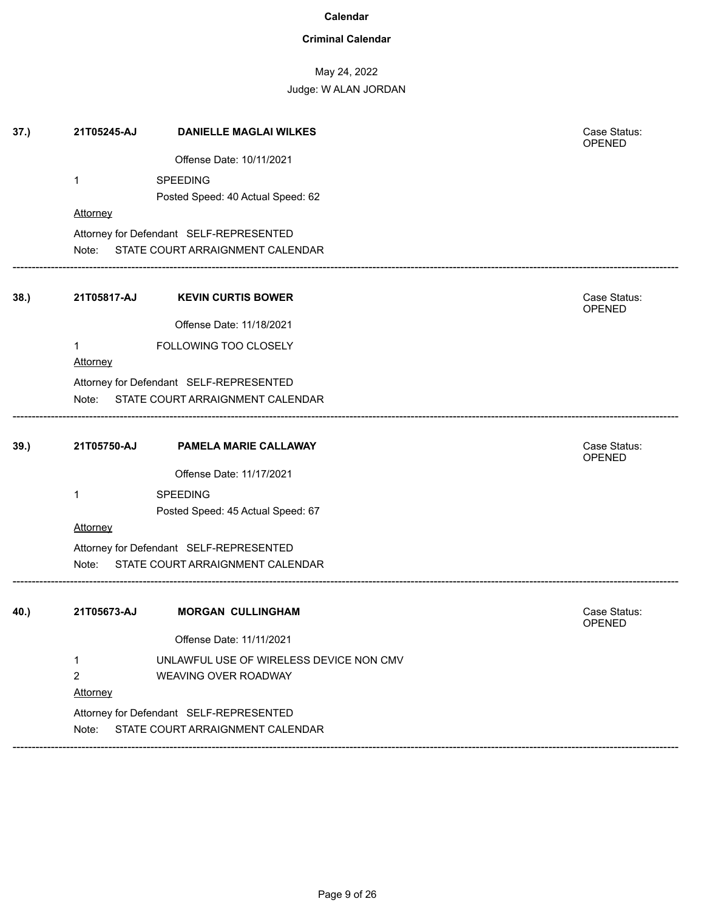**Calendar**

**Criminal Calendar**

May 24, 2022

Judge: W ALAN JORDAN

**37.)** **21T05245-AJ** **DANIELLE MAGLAI WILKES** Case Status: OPENED

Offense Date: 10/11/2021

1 SPEEDING

Posted Speed: 40 Actual Speed: 62

Attorney

Attorney for Defendant SELF-REPRESENTED

Note: STATE COURT ARRAIGNMENT CALENDAR

---

**38.)** **21T05817-AJ** **KEVIN CURTIS BOWER** Case Status: OPENED

Offense Date: 11/18/2021

1 FOLLOWING TOO CLOSELY

Attorney

Attorney for Defendant SELF-REPRESENTED

Note: STATE COURT ARRAIGNMENT CALENDAR

---

**39.)** **21T05750-AJ** **PAMELA MARIE CALLAWAY** Case Status: OPENED

Offense Date: 11/17/2021

1 SPEEDING

Posted Speed: 45 Actual Speed: 67

Attorney

Attorney for Defendant SELF-REPRESENTED

Note: STATE COURT ARRAIGNMENT CALENDAR

---

**40.)** **21T05673-AJ** **MORGAN CULLINGHAM** Case Status: OPENED

Offense Date: 11/11/2021

1 UNLAWFUL USE OF WIRELESS DEVICE NON CMV

2 WEAVING OVER ROADWAY

Attorney

Attorney for Defendant SELF-REPRESENTED

Note: STATE COURT ARRAIGNMENT CALENDAR

---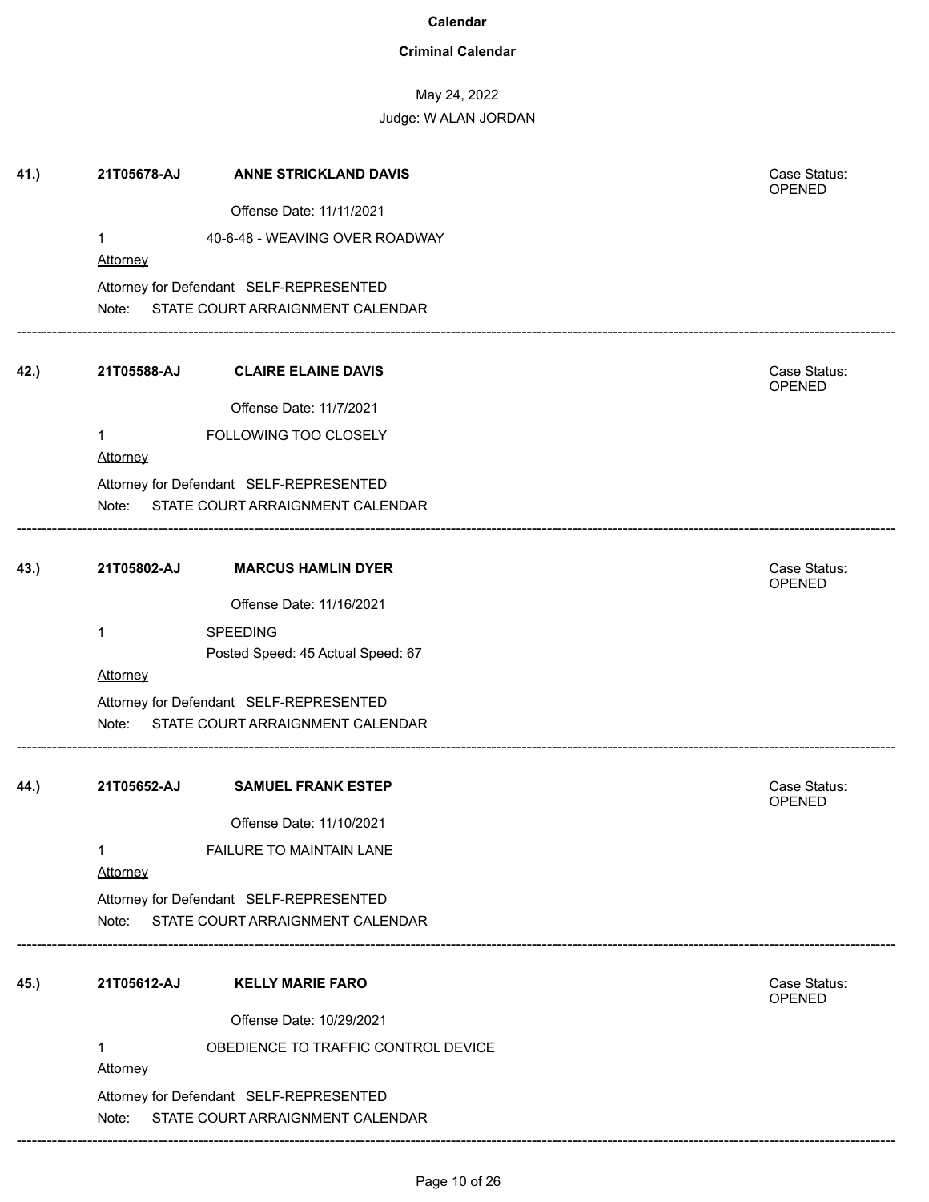**Calendar**

**Criminal Calendar**

May 24, 2022

Judge: W ALAN JORDAN

**41.)** 21T05678-AJ **ANNE STRICKLAND DAVIS**

Case Status: OPENED

Offense Date: 11/11/2021

1 40-6-48 - WEAVING OVER ROADWAY

Attorney

Attorney for Defendant SELF-REPRESENTED

Note: STATE COURT ARRAIGNMENT CALENDAR

---

**42.)** 21T05588-AJ **CLAIRE ELAINE DAVIS**

Case Status: OPENED

Offense Date: 11/7/2021

1 FOLLOWING TOO CLOSELY

Attorney

Attorney for Defendant SELF-REPRESENTED

Note: STATE COURT ARRAIGNMENT CALENDAR

---

**43.)** 21T05802-AJ **MARCUS HAMLIN DYER**

Case Status: OPENED

Offense Date: 11/16/2021

1 SPEEDING

Posted Speed: 45 Actual Speed: 67

Attorney

Attorney for Defendant SELF-REPRESENTED

Note: STATE COURT ARRAIGNMENT CALENDAR

---

**44.)** 21T05652-AJ **SAMUEL FRANK ESTEP**

Case Status: OPENED

Offense Date: 11/10/2021

1 FAILURE TO MAINTAIN LANE

Attorney

Attorney for Defendant SELF-REPRESENTED

Note: STATE COURT ARRAIGNMENT CALENDAR

---

**45.)** 21T05612-AJ **KELLY MARIE FARO**

Case Status: OPENED

Offense Date: 10/29/2021

1 OBEDIENCE TO TRAFFIC CONTROL DEVICE

Attorney

Attorney for Defendant SELF-REPRESENTED

Note: STATE COURT ARRAIGNMENT CALENDAR

---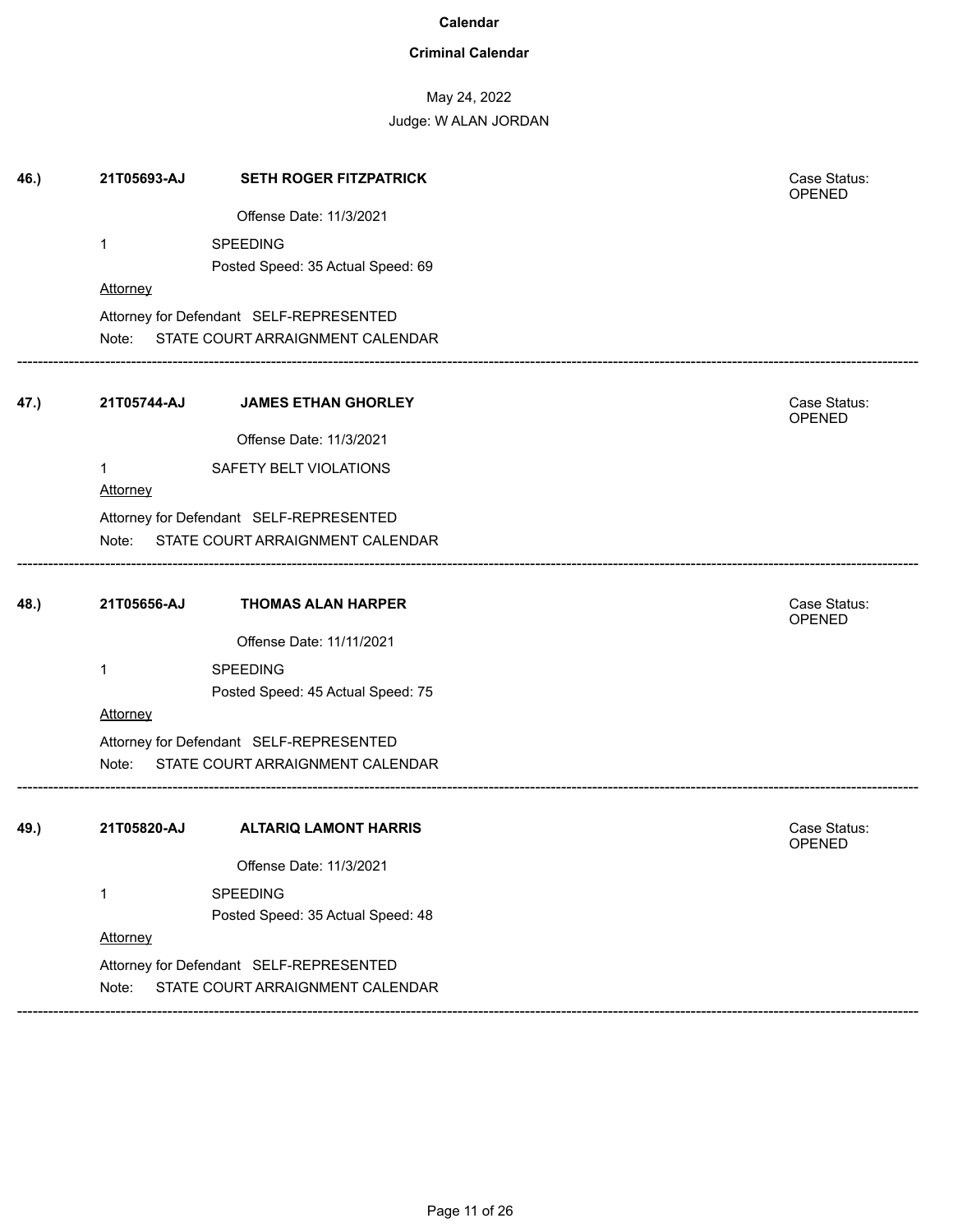**Calendar**

**Criminal Calendar**

May 24, 2022

Judge: W ALAN JORDAN

**46.)** **21T05693-AJ** **SETH ROGER FITZPATRICK**

Case Status: OPENED

Offense Date: 11/3/2021

1 SPEEDING

Posted Speed: 35 Actual Speed: 69

Attorney

Attorney for Defendant SELF-REPRESENTED

Note: STATE COURT ARRAIGNMENT CALENDAR

---

**47.)** **21T05744-AJ** **JAMES ETHAN GHORLEY**

Case Status: OPENED

Offense Date: 11/3/2021

1 SAFETY BELT VIOLATIONS

Attorney

Attorney for Defendant SELF-REPRESENTED

Note: STATE COURT ARRAIGNMENT CALENDAR

---

**48.)** **21T05656-AJ** **THOMAS ALAN HARPER**

Case Status: OPENED

Offense Date: 11/11/2021

1 SPEEDING

Posted Speed: 45 Actual Speed: 75

Attorney

Attorney for Defendant SELF-REPRESENTED

Note: STATE COURT ARRAIGNMENT CALENDAR

---

**49.)** **21T05820-AJ** **ALTARIQ LAMONT HARRIS**

Case Status: OPENED

Offense Date: 11/3/2021

1 SPEEDING

Posted Speed: 35 Actual Speed: 48

Attorney

Attorney for Defendant SELF-REPRESENTED

Note: STATE COURT ARRAIGNMENT CALENDAR

---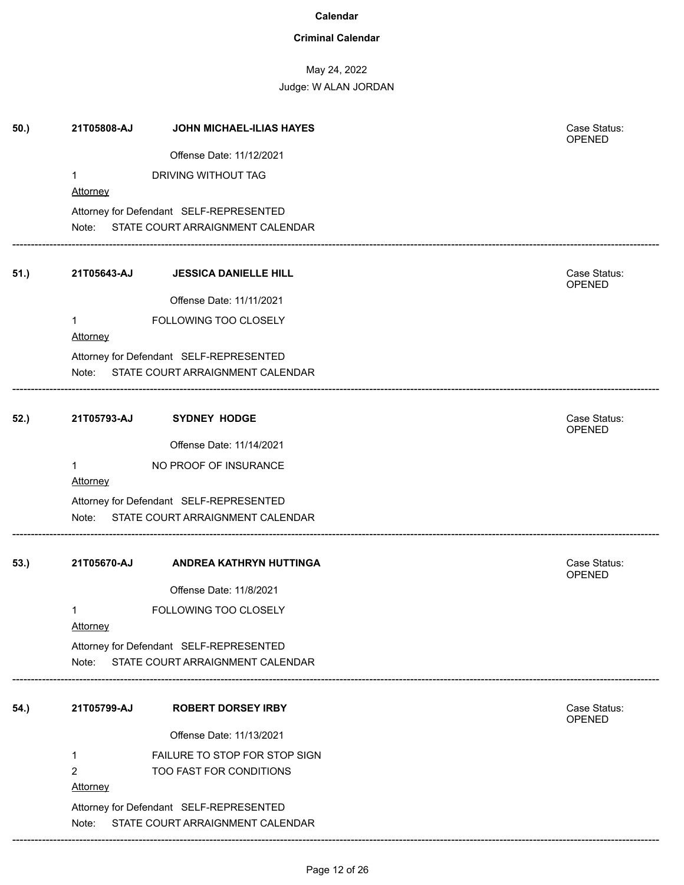**Calendar**

**Criminal Calendar**

May 24, 2022

Judge: W ALAN JORDAN

**50.)** **21T05808-AJ** **JOHN MICHAEL-ILIAS HAYES** Case Status: OPENED

Offense Date: 11/12/2021

1 DRIVING WITHOUT TAG

Attorney

Attorney for Defendant SELF-REPRESENTED

Note: STATE COURT ARRAIGNMENT CALENDAR

---

**51.)** **21T05643-AJ** **JESSICA DANIELLE HILL** Case Status: OPENED

Offense Date: 11/11/2021

1 FOLLOWING TOO CLOSELY

Attorney

Attorney for Defendant SELF-REPRESENTED

Note: STATE COURT ARRAIGNMENT CALENDAR

---

**52.)** **21T05793-AJ** **SYDNEY HODGE** Case Status: OPENED

Offense Date: 11/14/2021

1 NO PROOF OF INSURANCE

Attorney

Attorney for Defendant SELF-REPRESENTED

Note: STATE COURT ARRAIGNMENT CALENDAR

---

**53.)** **21T05670-AJ** **ANDREA KATHRYN HUTTINGA** Case Status: OPENED

Offense Date: 11/8/2021

1 FOLLOWING TOO CLOSELY

Attorney

Attorney for Defendant SELF-REPRESENTED

Note: STATE COURT ARRAIGNMENT CALENDAR

---

**54.)** **21T05799-AJ** **ROBERT DORSEY IRBY** Case Status: OPENED

Offense Date: 11/13/2021

1 FAILURE TO STOP FOR STOP SIGN

2 TOO FAST FOR CONDITIONS

Attorney

Attorney for Defendant SELF-REPRESENTED

Note: STATE COURT ARRAIGNMENT CALENDAR

---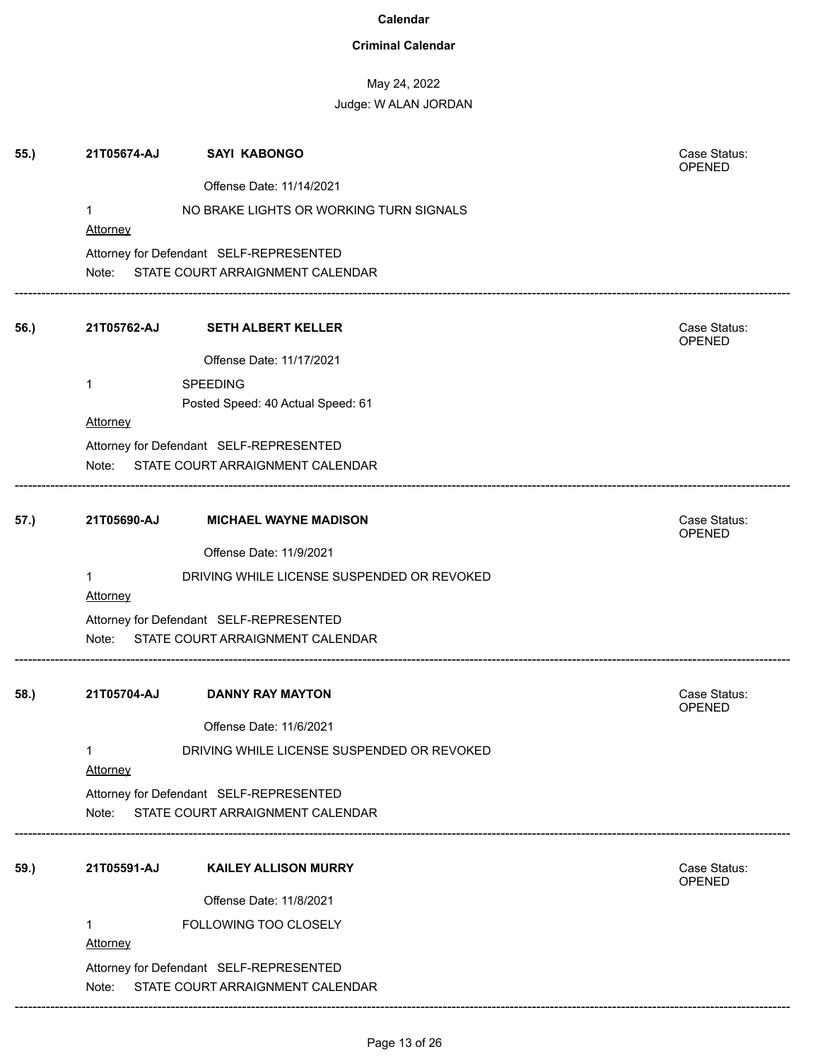**Calendar**

**Criminal Calendar**

May 24, 2022

Judge: W ALAN JORDAN

**55.)** **21T05674-AJ** **SAYI KABONGO** Case Status: OPENED

Offense Date: 11/14/2021

1 NO BRAKE LIGHTS OR WORKING TURN SIGNALS

Attorney

Attorney for Defendant SELF-REPRESENTED

Note: STATE COURT ARRAIGNMENT CALENDAR

---

**56.)** **21T05762-AJ** **SETH ALBERT KELLER** Case Status: OPENED

Offense Date: 11/17/2021

1 SPEEDING

Posted Speed: 40 Actual Speed: 61

Attorney

Attorney for Defendant SELF-REPRESENTED

Note: STATE COURT ARRAIGNMENT CALENDAR

---

**57.)** **21T05690-AJ** **MICHAEL WAYNE MADISON** Case Status: OPENED

Offense Date: 11/9/2021

1 DRIVING WHILE LICENSE SUSPENDED OR REVOKED

Attorney

Attorney for Defendant SELF-REPRESENTED

Note: STATE COURT ARRAIGNMENT CALENDAR

---

**58.)** **21T05704-AJ** **DANNY RAY MAYTON** Case Status: OPENED

Offense Date: 11/6/2021

1 DRIVING WHILE LICENSE SUSPENDED OR REVOKED

Attorney

Attorney for Defendant SELF-REPRESENTED

Note: STATE COURT ARRAIGNMENT CALENDAR

---

**59.)** **21T05591-AJ** **KAILEY ALLISON MURRY** Case Status: OPENED

Offense Date: 11/8/2021

1 FOLLOWING TOO CLOSELY

Attorney

Attorney for Defendant SELF-REPRESENTED

Note: STATE COURT ARRAIGNMENT CALENDAR

---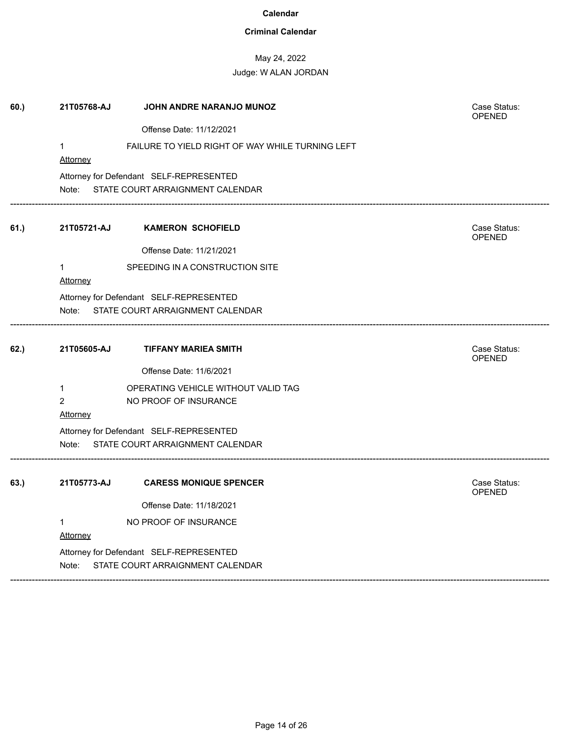# Calendar

## Criminal Calendar

May 24, 2022

Judge: W ALAN JORDAN

---

**60.)** **21T05768-AJ** **JOHN ANDRE NARANJO MUNOZ**

Case Status: OPENED

Offense Date: 11/12/2021

1 FAILURE TO YIELD RIGHT OF WAY WHILE TURNING LEFT

Attorney

Attorney for Defendant SELF-REPRESENTED

Note: STATE COURT ARRAIGNMENT CALENDAR

---

**61.)** **21T05721-AJ** **KAMERON SCHOFIELD**

Case Status: OPENED

Offense Date: 11/21/2021

1 SPEEDING IN A CONSTRUCTION SITE

Attorney

Attorney for Defendant SELF-REPRESENTED

Note: STATE COURT ARRAIGNMENT CALENDAR

---

**62.)** **21T05605-AJ** **TIFFANY MARIEA SMITH**

Case Status: OPENED

Offense Date: 11/6/2021

1 OPERATING VEHICLE WITHOUT VALID TAG

2 NO PROOF OF INSURANCE

Attorney

Attorney for Defendant SELF-REPRESENTED

Note: STATE COURT ARRAIGNMENT CALENDAR

---

**63.)** **21T05773-AJ** **CARESS MONIQUE SPENCER**

Case Status: OPENED

Offense Date: 11/18/2021

1 NO PROOF OF INSURANCE

Attorney

Attorney for Defendant SELF-REPRESENTED

Note: STATE COURT ARRAIGNMENT CALENDAR

---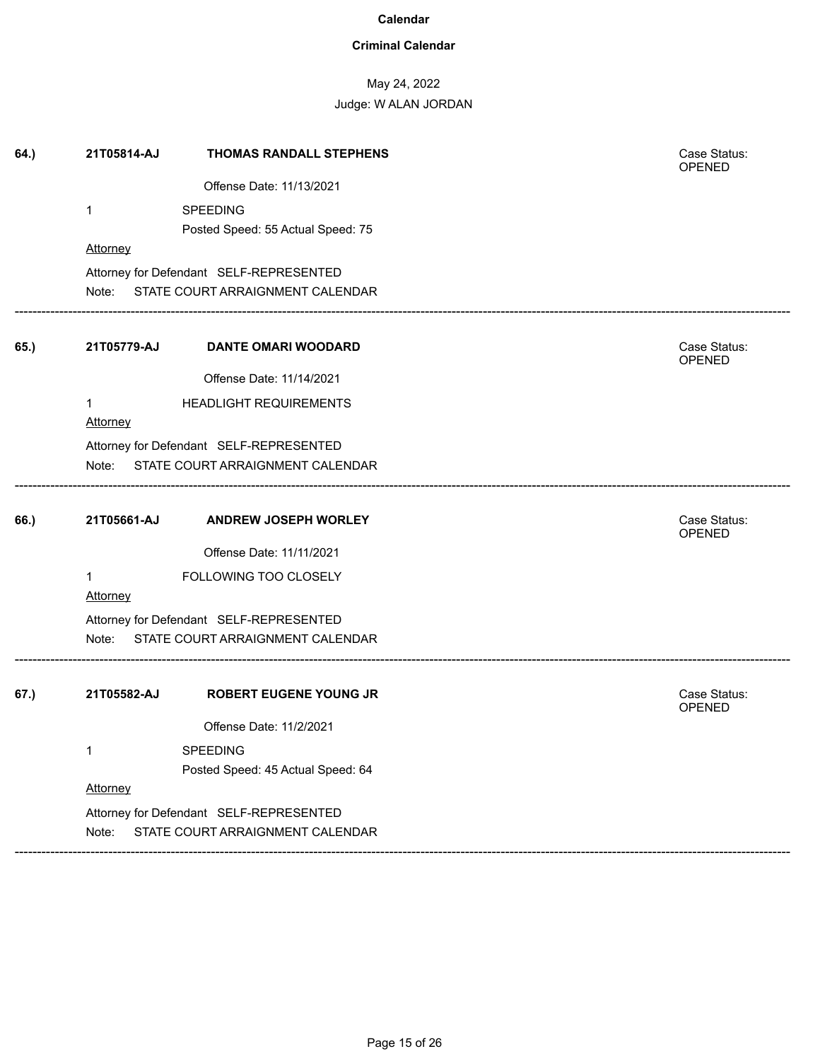# Calendar

## Criminal Calendar

May 24, 2022

Judge: W ALAN JORDAN

---

**64.)** **21T05814-AJ** **THOMAS RANDALL STEPHENS** — Case Status: OPENED

Offense Date: 11/13/2021

1 SPEEDING

Posted Speed: 55 Actual Speed: 75

Attorney

Attorney for Defendant SELF-REPRESENTED

Note: STATE COURT ARRAIGNMENT CALENDAR

---

**65.)** **21T05779-AJ** **DANTE OMARI WOODARD** — Case Status: OPENED

Offense Date: 11/14/2021

1 HEADLIGHT REQUIREMENTS

Attorney

Attorney for Defendant SELF-REPRESENTED

Note: STATE COURT ARRAIGNMENT CALENDAR

---

**66.)** **21T05661-AJ** **ANDREW JOSEPH WORLEY** — Case Status: OPENED

Offense Date: 11/11/2021

1 FOLLOWING TOO CLOSELY

Attorney

Attorney for Defendant SELF-REPRESENTED

Note: STATE COURT ARRAIGNMENT CALENDAR

---

**67.)** **21T05582-AJ** **ROBERT EUGENE YOUNG JR** — Case Status: OPENED

Offense Date: 11/2/2021

1 SPEEDING

Posted Speed: 45 Actual Speed: 64

Attorney

Attorney for Defendant SELF-REPRESENTED

Note: STATE COURT ARRAIGNMENT CALENDAR

---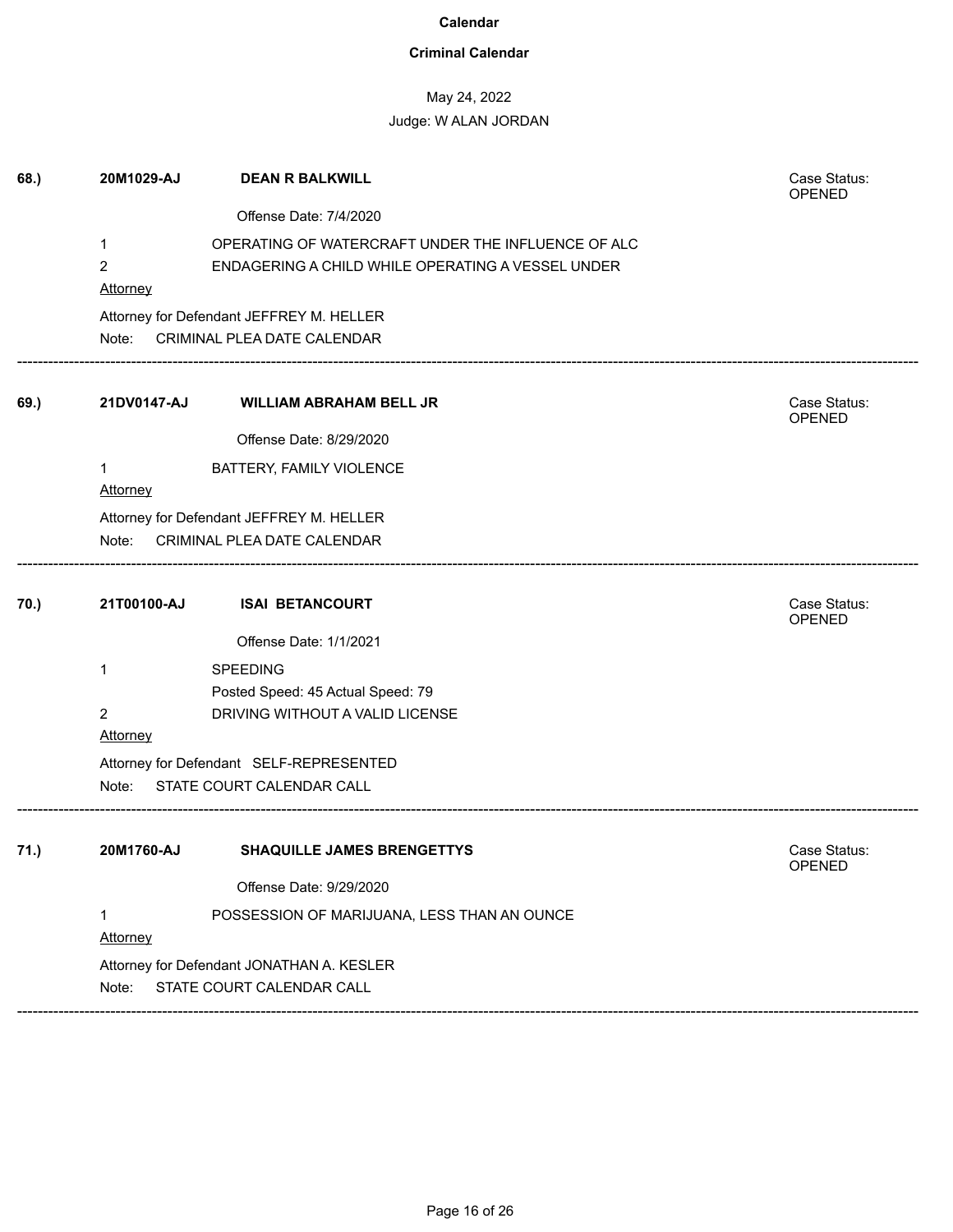**Calendar**

**Criminal Calendar**

May 24, 2022

Judge: W ALAN JORDAN

**68.)** **20M1029-AJ** **DEAN R BALKWILL** Case Status: OPENED

Offense Date: 7/4/2020

1 OPERATING OF WATERCRAFT UNDER THE INFLUENCE OF ALC

2 ENDAGERING A CHILD WHILE OPERATING A VESSEL UNDER

Attorney

Attorney for Defendant JEFFREY M. HELLER

Note: CRIMINAL PLEA DATE CALENDAR

---

**69.)** **21DV0147-AJ** **WILLIAM ABRAHAM BELL JR** Case Status: OPENED

Offense Date: 8/29/2020

1 BATTERY, FAMILY VIOLENCE

Attorney

Attorney for Defendant JEFFREY M. HELLER

Note: CRIMINAL PLEA DATE CALENDAR

---

**70.)** **21T00100-AJ** **ISAI BETANCOURT** Case Status: OPENED

Offense Date: 1/1/2021

1 SPEEDING

Posted Speed: 45 Actual Speed: 79

2 DRIVING WITHOUT A VALID LICENSE

Attorney

Attorney for Defendant SELF-REPRESENTED

Note: STATE COURT CALENDAR CALL

---

**71.)** **20M1760-AJ** **SHAQUILLE JAMES BRENGETTYS** Case Status: OPENED

Offense Date: 9/29/2020

1 POSSESSION OF MARIJUANA, LESS THAN AN OUNCE

Attorney

Attorney for Defendant JONATHAN A. KESLER

Note: STATE COURT CALENDAR CALL

---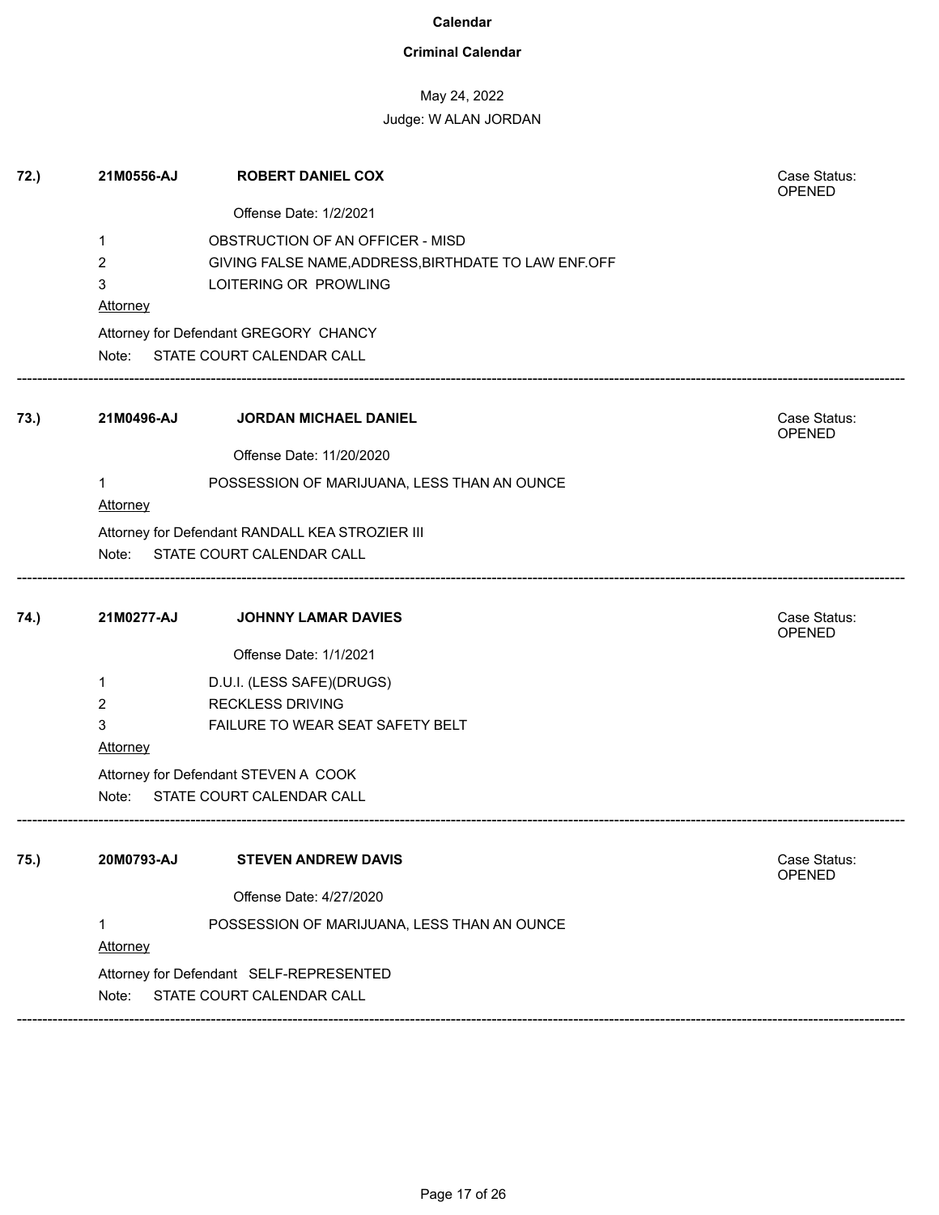**Calendar**

**Criminal Calendar**

May 24, 2022

Judge: W ALAN JORDAN

**72.)** **21M0556-AJ** **ROBERT DANIEL COX** Case Status: OPENED

Offense Date: 1/2/2021

1 OBSTRUCTION OF AN OFFICER - MISD
2 GIVING FALSE NAME,ADDRESS,BIRTHDATE TO LAW ENF.OFF
3 LOITERING OR PROWLING

Attorney

Attorney for Defendant GREGORY CHANCY

Note: STATE COURT CALENDAR CALL

---

**73.)** **21M0496-AJ** **JORDAN MICHAEL DANIEL** Case Status: OPENED

Offense Date: 11/20/2020

1 POSSESSION OF MARIJUANA, LESS THAN AN OUNCE

Attorney

Attorney for Defendant RANDALL KEA STROZIER III

Note: STATE COURT CALENDAR CALL

---

**74.)** **21M0277-AJ** **JOHNNY LAMAR DAVIES** Case Status: OPENED

Offense Date: 1/1/2021

1 D.U.I. (LESS SAFE)(DRUGS)
2 RECKLESS DRIVING
3 FAILURE TO WEAR SEAT SAFETY BELT

Attorney

Attorney for Defendant STEVEN A COOK

Note: STATE COURT CALENDAR CALL

---

**75.)** **20M0793-AJ** **STEVEN ANDREW DAVIS** Case Status: OPENED

Offense Date: 4/27/2020

1 POSSESSION OF MARIJUANA, LESS THAN AN OUNCE

Attorney

Attorney for Defendant SELF-REPRESENTED

Note: STATE COURT CALENDAR CALL

---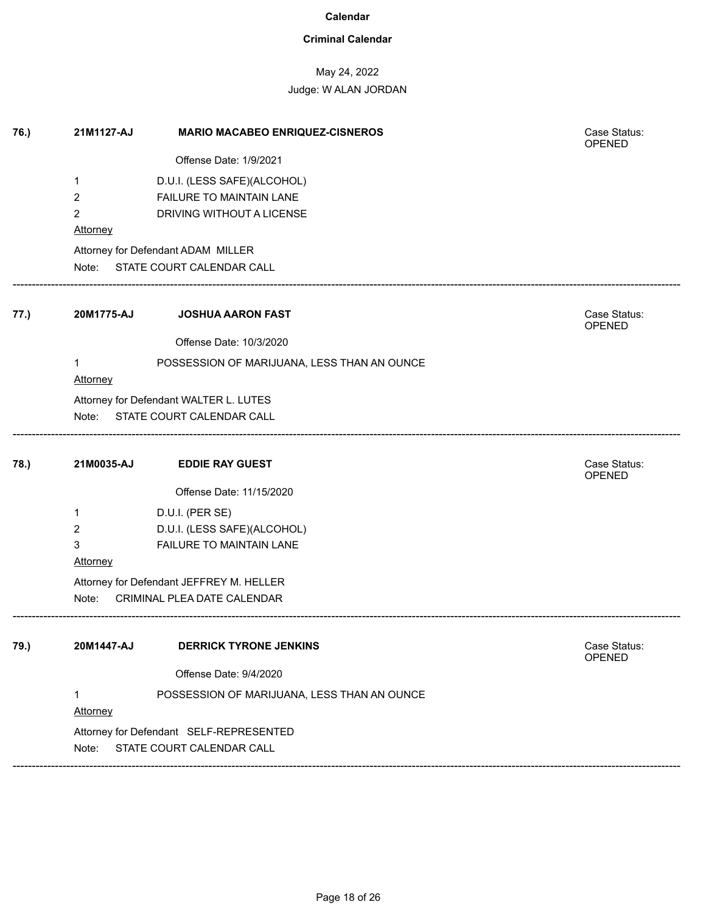**Calendar**

**Criminal Calendar**

May 24, 2022

Judge: W ALAN JORDAN

---

**76.)** **21M1127-AJ** **MARIO MACABEO ENRIQUEZ-CISNEROS** Case Status: OPENED

Offense Date: 1/9/2021

1 D.U.I. (LESS SAFE)(ALCOHOL)

2 FAILURE TO MAINTAIN LANE

2 DRIVING WITHOUT A LICENSE

Attorney

Attorney for Defendant ADAM MILLER

Note: STATE COURT CALENDAR CALL

---

**77.)** **20M1775-AJ** **JOSHUA AARON FAST** Case Status: OPENED

Offense Date: 10/3/2020

1 POSSESSION OF MARIJUANA, LESS THAN AN OUNCE

Attorney

Attorney for Defendant WALTER L. LUTES

Note: STATE COURT CALENDAR CALL

---

**78.)** **21M0035-AJ** **EDDIE RAY GUEST** Case Status: OPENED

Offense Date: 11/15/2020

1 D.U.I. (PER SE)

2 D.U.I. (LESS SAFE)(ALCOHOL)

3 FAILURE TO MAINTAIN LANE

Attorney

Attorney for Defendant JEFFREY M. HELLER

Note: CRIMINAL PLEA DATE CALENDAR

---

**79.)** **20M1447-AJ** **DERRICK TYRONE JENKINS** Case Status: OPENED

Offense Date: 9/4/2020

1 POSSESSION OF MARIJUANA, LESS THAN AN OUNCE

Attorney

Attorney for Defendant SELF-REPRESENTED

Note: STATE COURT CALENDAR CALL

---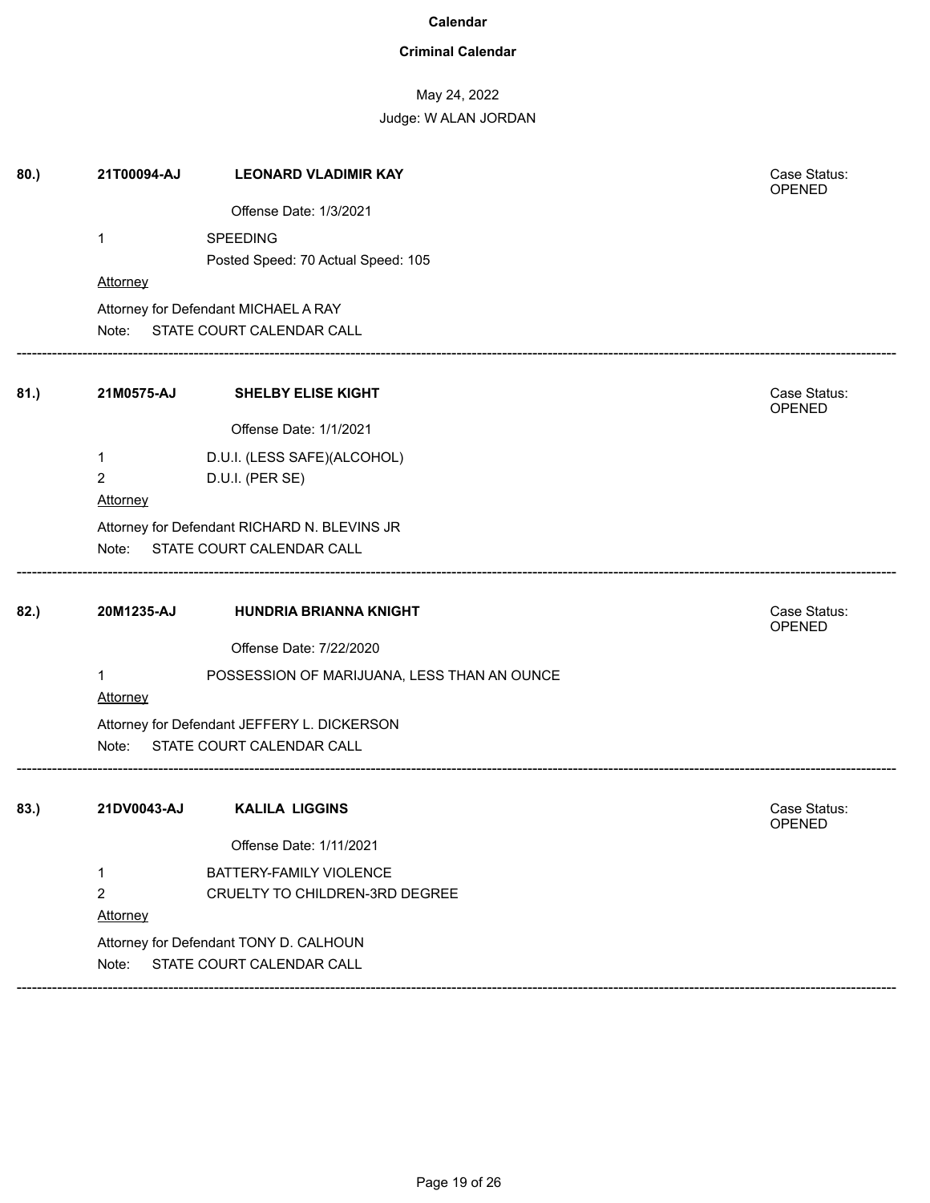**Calendar**

**Criminal Calendar**

May 24, 2022

Judge: W ALAN JORDAN

---

**80.)** **21T00094-AJ** **LEONARD VLADIMIR KAY** Case Status: OPENED

Offense Date: 1/3/2021

1 SPEEDING

Posted Speed: 70 Actual Speed: 105

Attorney

Attorney for Defendant MICHAEL A RAY

Note: STATE COURT CALENDAR CALL

---

**81.)** **21M0575-AJ** **SHELBY ELISE KIGHT** Case Status: OPENED

Offense Date: 1/1/2021

1 D.U.I. (LESS SAFE)(ALCOHOL)

2 D.U.I. (PER SE)

Attorney

Attorney for Defendant RICHARD N. BLEVINS JR

Note: STATE COURT CALENDAR CALL

---

**82.)** **20M1235-AJ** **HUNDRIA BRIANNA KNIGHT** Case Status: OPENED

Offense Date: 7/22/2020

1 POSSESSION OF MARIJUANA, LESS THAN AN OUNCE

Attorney

Attorney for Defendant JEFFERY L. DICKERSON

Note: STATE COURT CALENDAR CALL

---

**83.)** **21DV0043-AJ** **KALILA LIGGINS** Case Status: OPENED

Offense Date: 1/11/2021

1 BATTERY-FAMILY VIOLENCE

2 CRUELTY TO CHILDREN-3RD DEGREE

Attorney

Attorney for Defendant TONY D. CALHOUN

Note: STATE COURT CALENDAR CALL

---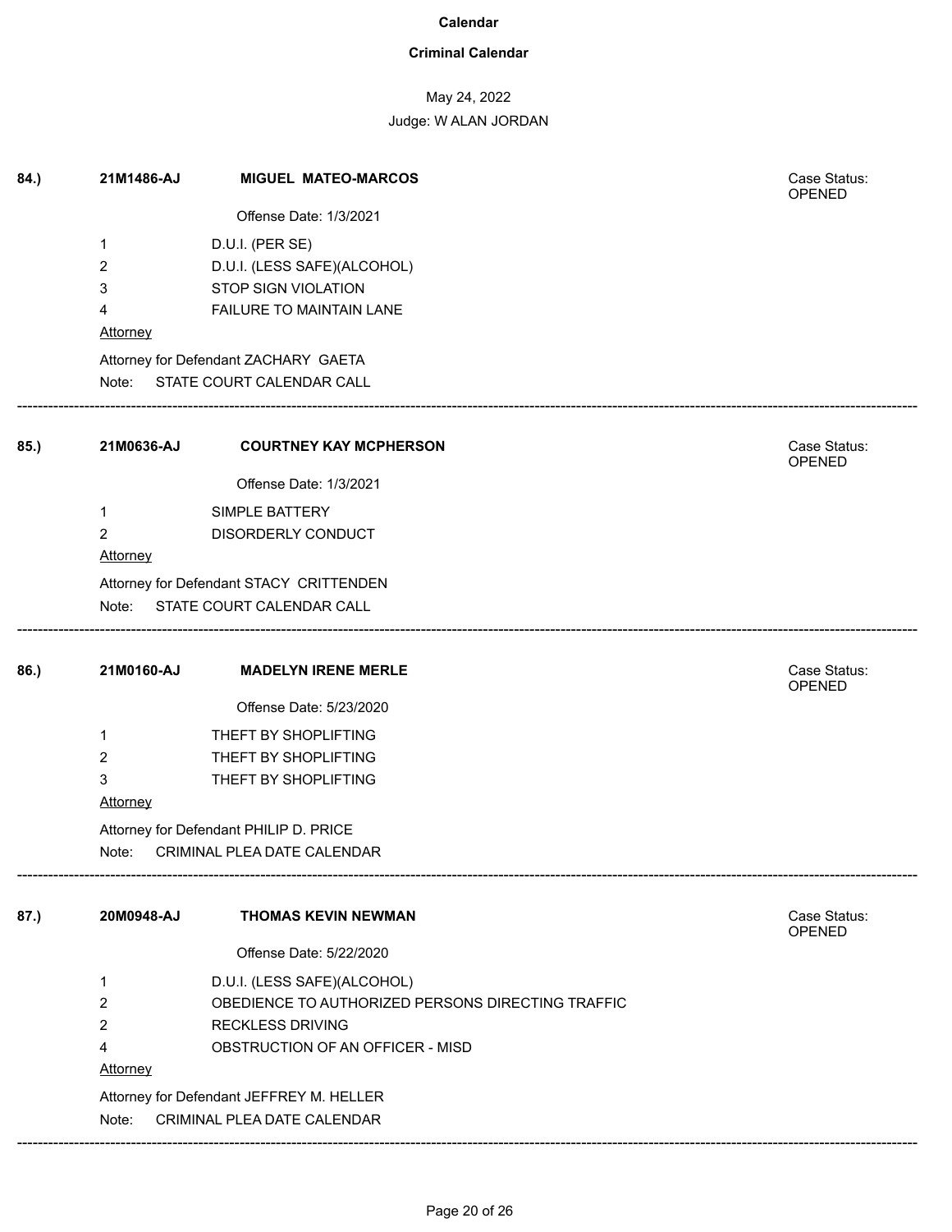# Calendar

## Criminal Calendar

May 24, 2022

Judge: W ALAN JORDAN

---

**84.)** **21M1486-AJ** **MIGUEL MATEO-MARCOS**

Case Status: OPENED

Offense Date: 1/3/2021

1 D.U.I. (PER SE)
2 D.U.I. (LESS SAFE)(ALCOHOL)
3 STOP SIGN VIOLATION
4 FAILURE TO MAINTAIN LANE

Attorney

Attorney for Defendant ZACHARY GAETA

Note: STATE COURT CALENDAR CALL

---

**85.)** **21M0636-AJ** **COURTNEY KAY MCPHERSON**

Case Status: OPENED

Offense Date: 1/3/2021

1 SIMPLE BATTERY
2 DISORDERLY CONDUCT

Attorney

Attorney for Defendant STACY CRITTENDEN

Note: STATE COURT CALENDAR CALL

---

**86.)** **21M0160-AJ** **MADELYN IRENE MERLE**

Case Status: OPENED

Offense Date: 5/23/2020

1 THEFT BY SHOPLIFTING
2 THEFT BY SHOPLIFTING
3 THEFT BY SHOPLIFTING

Attorney

Attorney for Defendant PHILIP D. PRICE

Note: CRIMINAL PLEA DATE CALENDAR

---

**87.)** **20M0948-AJ** **THOMAS KEVIN NEWMAN**

Case Status: OPENED

Offense Date: 5/22/2020

1 D.U.I. (LESS SAFE)(ALCOHOL)
2 OBEDIENCE TO AUTHORIZED PERSONS DIRECTING TRAFFIC
2 RECKLESS DRIVING
4 OBSTRUCTION OF AN OFFICER - MISD

Attorney

Attorney for Defendant JEFFREY M. HELLER

Note: CRIMINAL PLEA DATE CALENDAR

---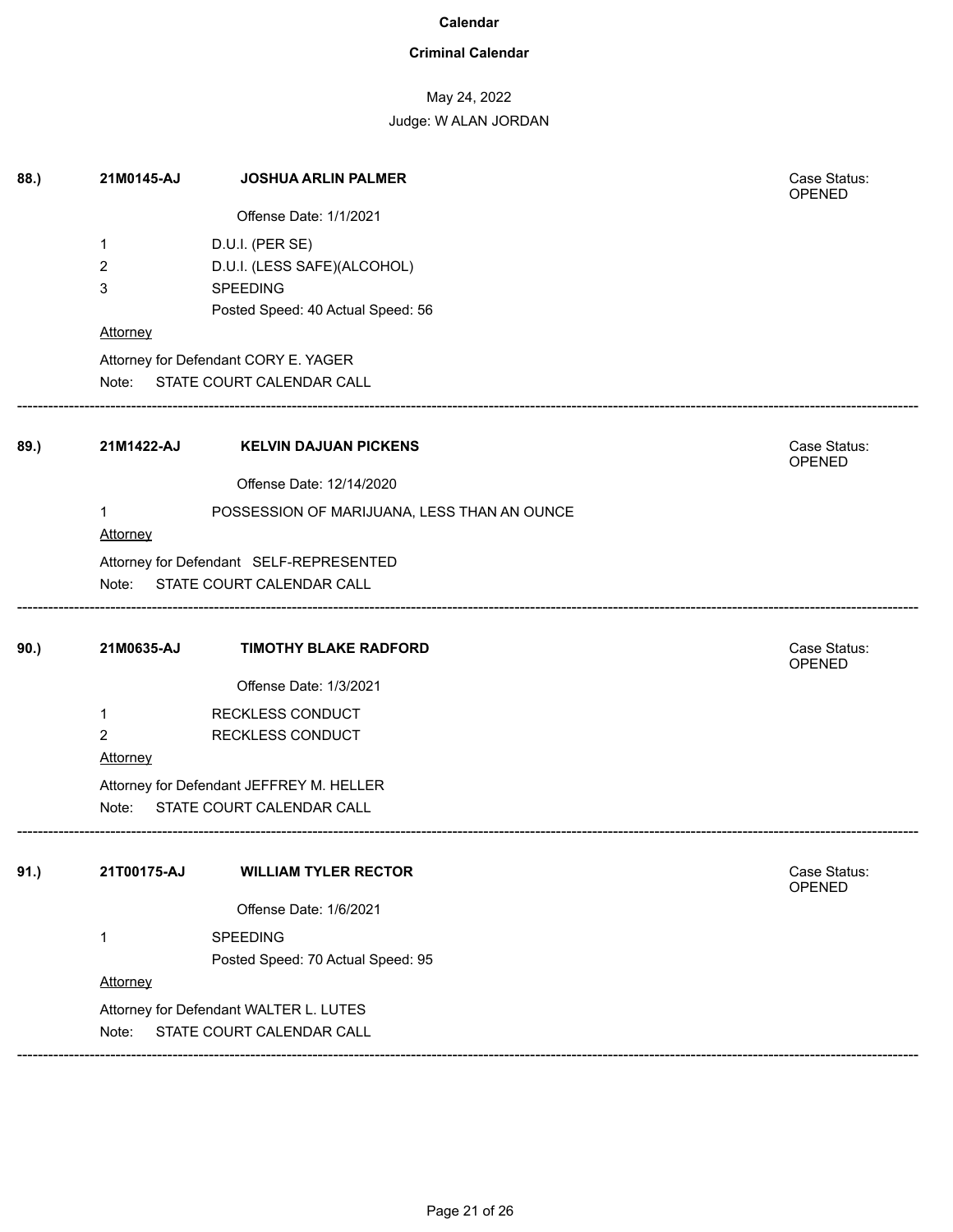**Calendar**

**Criminal Calendar**

May 24, 2022

Judge: W ALAN JORDAN

**88.)** **21M0145-AJ** **JOSHUA ARLIN PALMER** Case Status: OPENED

Offense Date: 1/1/2021

1 D.U.I. (PER SE)

2 D.U.I. (LESS SAFE)(ALCOHOL)

3 SPEEDING

Posted Speed: 40 Actual Speed: 56

Attorney

Attorney for Defendant CORY E. YAGER

Note: STATE COURT CALENDAR CALL

---

**89.)** **21M1422-AJ** **KELVIN DAJUAN PICKENS** Case Status: OPENED

Offense Date: 12/14/2020

1 POSSESSION OF MARIJUANA, LESS THAN AN OUNCE

Attorney

Attorney for Defendant SELF-REPRESENTED

Note: STATE COURT CALENDAR CALL

---

**90.)** **21M0635-AJ** **TIMOTHY BLAKE RADFORD** Case Status: OPENED

Offense Date: 1/3/2021

1 RECKLESS CONDUCT

2 RECKLESS CONDUCT

Attorney

Attorney for Defendant JEFFREY M. HELLER

Note: STATE COURT CALENDAR CALL

---

**91.)** **21T00175-AJ** **WILLIAM TYLER RECTOR** Case Status: OPENED

Offense Date: 1/6/2021

1 SPEEDING

Posted Speed: 70 Actual Speed: 95

Attorney

Attorney for Defendant WALTER L. LUTES

Note: STATE COURT CALENDAR CALL

---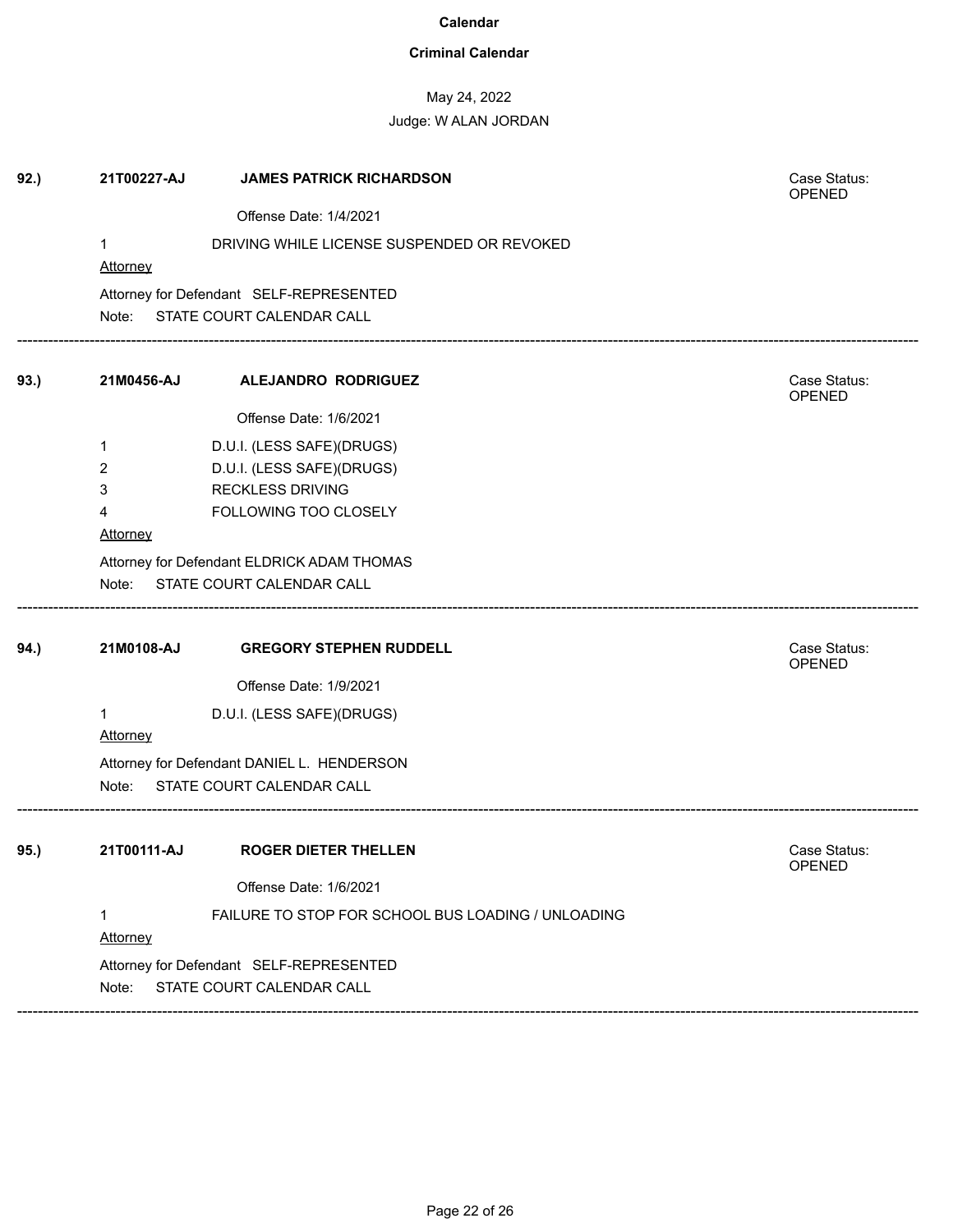**Calendar**

**Criminal Calendar**

May 24, 2022

Judge: W ALAN JORDAN

**92.)** **21T00227-AJ** **JAMES PATRICK RICHARDSON**

Case Status: OPENED

Offense Date: 1/4/2021

1 DRIVING WHILE LICENSE SUSPENDED OR REVOKED

Attorney

Attorney for Defendant SELF-REPRESENTED

Note: STATE COURT CALENDAR CALL

---

**93.)** **21M0456-AJ** **ALEJANDRO RODRIGUEZ**

Case Status: OPENED

Offense Date: 1/6/2021

1 D.U.I. (LESS SAFE)(DRUGS)

2 D.U.I. (LESS SAFE)(DRUGS)

3 RECKLESS DRIVING

4 FOLLOWING TOO CLOSELY

Attorney

Attorney for Defendant ELDRICK ADAM THOMAS

Note: STATE COURT CALENDAR CALL

---

**94.)** **21M0108-AJ** **GREGORY STEPHEN RUDDELL**

Case Status: OPENED

Offense Date: 1/9/2021

1 D.U.I. (LESS SAFE)(DRUGS)

Attorney

Attorney for Defendant DANIEL L. HENDERSON

Note: STATE COURT CALENDAR CALL

---

**95.)** **21T00111-AJ** **ROGER DIETER THELLEN**

Case Status: OPENED

Offense Date: 1/6/2021

1 FAILURE TO STOP FOR SCHOOL BUS LOADING / UNLOADING

Attorney

Attorney for Defendant SELF-REPRESENTED

Note: STATE COURT CALENDAR CALL

---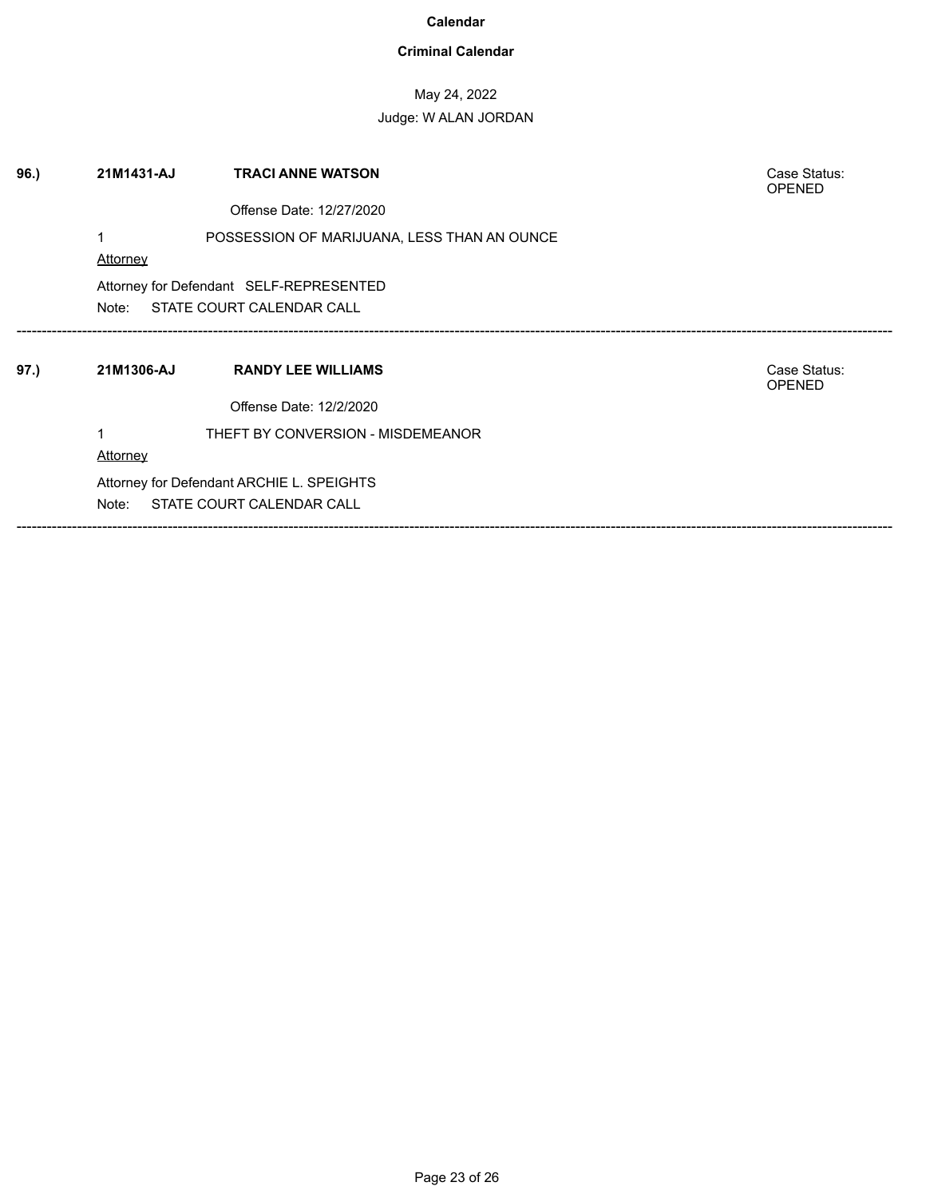# Calendar

## Criminal Calendar

May 24, 2022

Judge: W ALAN JORDAN

**96.)** **21M1431-AJ** **TRACI ANNE WATSON**

Case Status: OPENED

Offense Date: 12/27/2020

1 POSSESSION OF MARIJUANA, LESS THAN AN OUNCE

Attorney

Attorney for Defendant SELF-REPRESENTED

Note: STATE COURT CALENDAR CALL

---

**97.)** **21M1306-AJ** **RANDY LEE WILLIAMS**

Case Status: OPENED

Offense Date: 12/2/2020

1 THEFT BY CONVERSION - MISDEMEANOR

Attorney

Attorney for Defendant ARCHIE L. SPEIGHTS

Note: STATE COURT CALENDAR CALL

---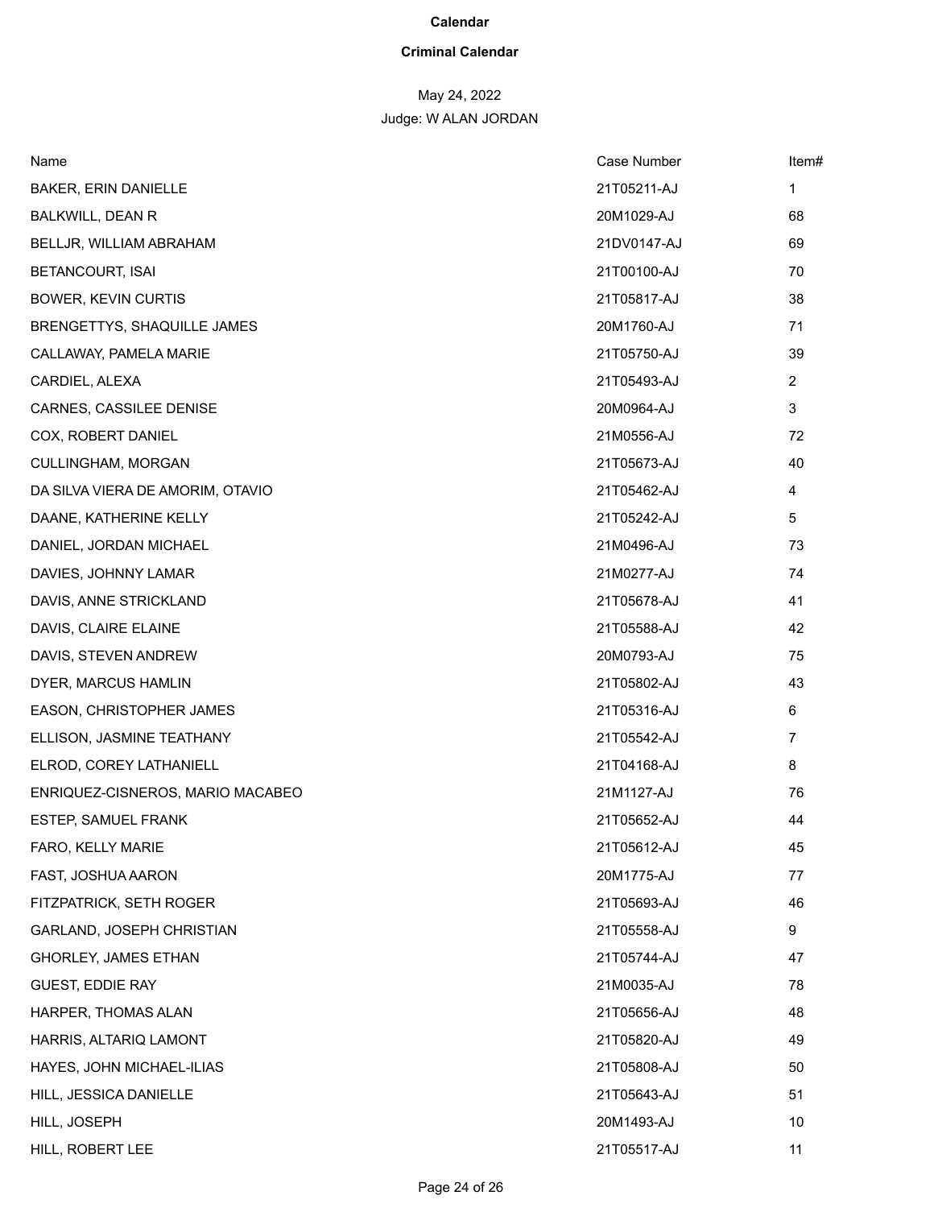**Calendar**

**Criminal Calendar**

May 24, 2022

Judge: W ALAN JORDAN

| Name | Case Number | Item# |
|---|---|---|
| BAKER, ERIN DANIELLE | 21T05211-AJ | 1 |
| BALKWILL, DEAN R | 20M1029-AJ | 68 |
| BELLJR, WILLIAM ABRAHAM | 21DV0147-AJ | 69 |
| BETANCOURT, ISAI | 21T00100-AJ | 70 |
| BOWER, KEVIN CURTIS | 21T05817-AJ | 38 |
| BRENGETTYS, SHAQUILLE JAMES | 20M1760-AJ | 71 |
| CALLAWAY, PAMELA MARIE | 21T05750-AJ | 39 |
| CARDIEL, ALEXA | 21T05493-AJ | 2 |
| CARNES, CASSILEE DENISE | 20M0964-AJ | 3 |
| COX, ROBERT DANIEL | 21M0556-AJ | 72 |
| CULLINGHAM, MORGAN | 21T05673-AJ | 40 |
| DA SILVA VIERA DE AMORIM, OTAVIO | 21T05462-AJ | 4 |
| DAANE, KATHERINE KELLY | 21T05242-AJ | 5 |
| DANIEL, JORDAN MICHAEL | 21M0496-AJ | 73 |
| DAVIES, JOHNNY LAMAR | 21M0277-AJ | 74 |
| DAVIS, ANNE STRICKLAND | 21T05678-AJ | 41 |
| DAVIS, CLAIRE ELAINE | 21T05588-AJ | 42 |
| DAVIS, STEVEN ANDREW | 20M0793-AJ | 75 |
| DYER, MARCUS HAMLIN | 21T05802-AJ | 43 |
| EASON, CHRISTOPHER JAMES | 21T05316-AJ | 6 |
| ELLISON, JASMINE TEATHANY | 21T05542-AJ | 7 |
| ELROD, COREY LATHANIELL | 21T04168-AJ | 8 |
| ENRIQUEZ-CISNEROS, MARIO MACABEO | 21M1127-AJ | 76 |
| ESTEP, SAMUEL FRANK | 21T05652-AJ | 44 |
| FARO, KELLY MARIE | 21T05612-AJ | 45 |
| FAST, JOSHUA AARON | 20M1775-AJ | 77 |
| FITZPATRICK, SETH ROGER | 21T05693-AJ | 46 |
| GARLAND, JOSEPH CHRISTIAN | 21T05558-AJ | 9 |
| GHORLEY, JAMES ETHAN | 21T05744-AJ | 47 |
| GUEST, EDDIE RAY | 21M0035-AJ | 78 |
| HARPER, THOMAS ALAN | 21T05656-AJ | 48 |
| HARRIS, ALTARIQ LAMONT | 21T05820-AJ | 49 |
| HAYES, JOHN MICHAEL-ILIAS | 21T05808-AJ | 50 |
| HILL, JESSICA DANIELLE | 21T05643-AJ | 51 |
| HILL, JOSEPH | 20M1493-AJ | 10 |
| HILL, ROBERT LEE | 21T05517-AJ | 11 |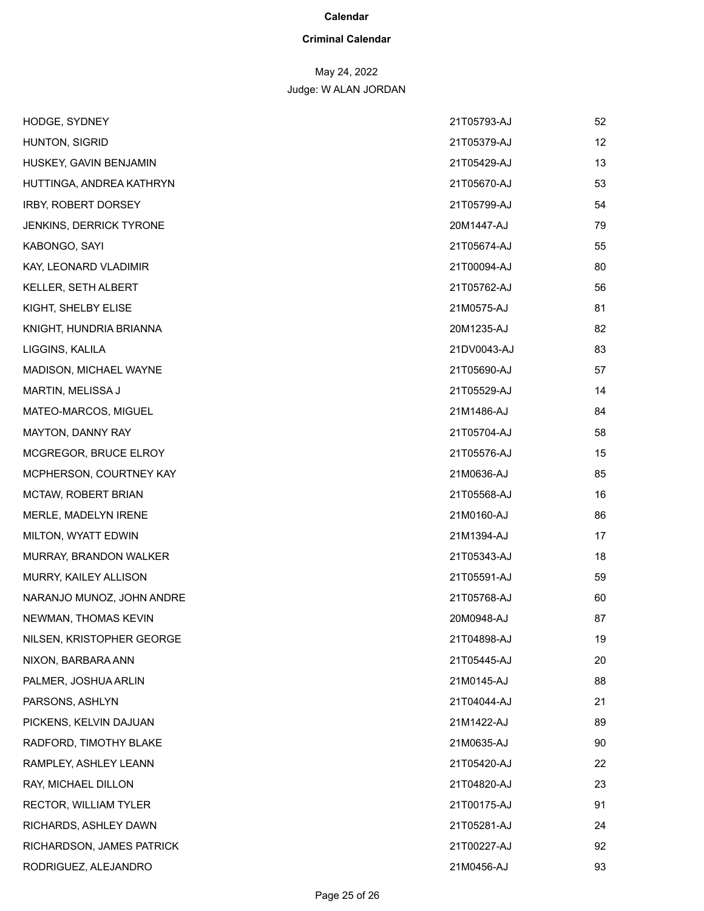**Calendar**

**Criminal Calendar**

May 24, 2022

Judge: W ALAN JORDAN

| | | |
|---|---|---|
| HODGE, SYDNEY | 21T05793-AJ | 52 |
| HUNTON, SIGRID | 21T05379-AJ | 12 |
| HUSKEY, GAVIN BENJAMIN | 21T05429-AJ | 13 |
| HUTTINGA, ANDREA KATHRYN | 21T05670-AJ | 53 |
| IRBY, ROBERT DORSEY | 21T05799-AJ | 54 |
| JENKINS, DERRICK TYRONE | 20M1447-AJ | 79 |
| KABONGO, SAYI | 21T05674-AJ | 55 |
| KAY, LEONARD VLADIMIR | 21T00094-AJ | 80 |
| KELLER, SETH ALBERT | 21T05762-AJ | 56 |
| KIGHT, SHELBY ELISE | 21M0575-AJ | 81 |
| KNIGHT, HUNDRIA BRIANNA | 20M1235-AJ | 82 |
| LIGGINS, KALILA | 21DV0043-AJ | 83 |
| MADISON, MICHAEL WAYNE | 21T05690-AJ | 57 |
| MARTIN, MELISSA J | 21T05529-AJ | 14 |
| MATEO-MARCOS, MIGUEL | 21M1486-AJ | 84 |
| MAYTON, DANNY RAY | 21T05704-AJ | 58 |
| MCGREGOR, BRUCE ELROY | 21T05576-AJ | 15 |
| MCPHERSON, COURTNEY KAY | 21M0636-AJ | 85 |
| MCTAW, ROBERT BRIAN | 21T05568-AJ | 16 |
| MERLE, MADELYN IRENE | 21M0160-AJ | 86 |
| MILTON, WYATT EDWIN | 21M1394-AJ | 17 |
| MURRAY, BRANDON WALKER | 21T05343-AJ | 18 |
| MURRY, KAILEY ALLISON | 21T05591-AJ | 59 |
| NARANJO MUNOZ, JOHN ANDRE | 21T05768-AJ | 60 |
| NEWMAN, THOMAS KEVIN | 20M0948-AJ | 87 |
| NILSEN, KRISTOPHER GEORGE | 21T04898-AJ | 19 |
| NIXON, BARBARA ANN | 21T05445-AJ | 20 |
| PALMER, JOSHUA ARLIN | 21M0145-AJ | 88 |
| PARSONS, ASHLYN | 21T04044-AJ | 21 |
| PICKENS, KELVIN DAJUAN | 21M1422-AJ | 89 |
| RADFORD, TIMOTHY BLAKE | 21M0635-AJ | 90 |
| RAMPLEY, ASHLEY LEANN | 21T05420-AJ | 22 |
| RAY, MICHAEL DILLON | 21T04820-AJ | 23 |
| RECTOR, WILLIAM TYLER | 21T00175-AJ | 91 |
| RICHARDS, ASHLEY DAWN | 21T05281-AJ | 24 |
| RICHARDSON, JAMES PATRICK | 21T00227-AJ | 92 |
| RODRIGUEZ, ALEJANDRO | 21M0456-AJ | 93 |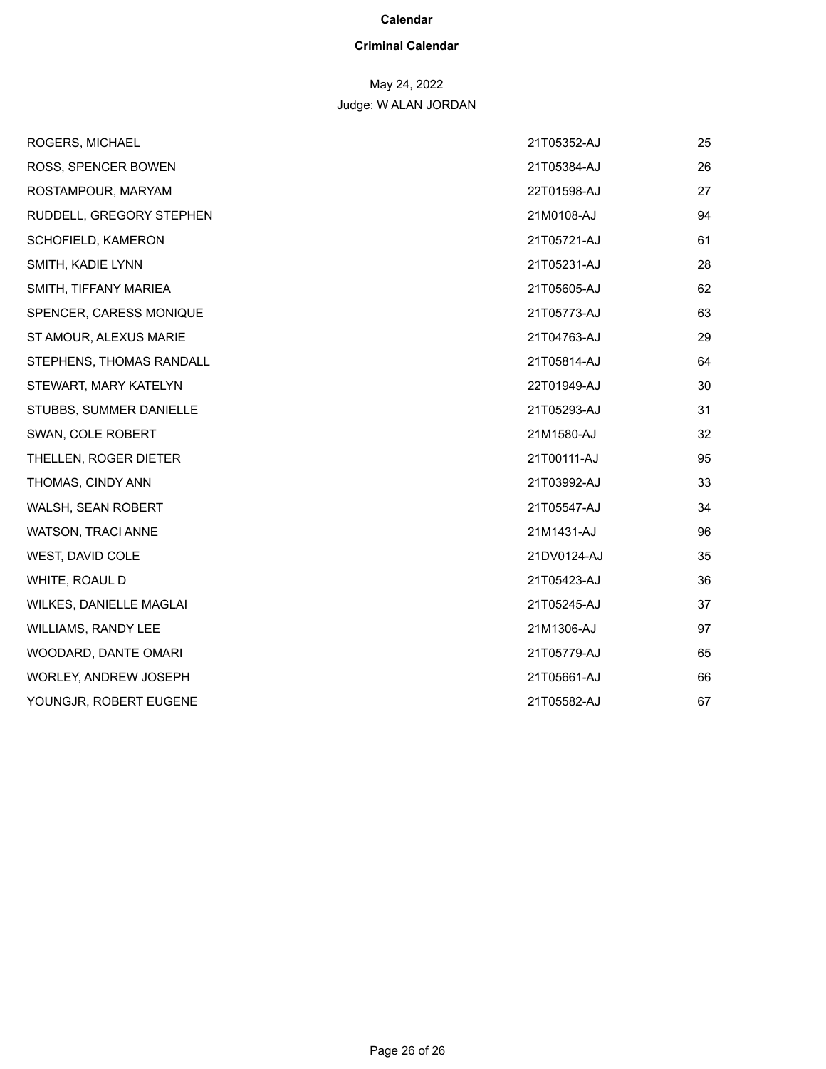**Calendar**

**Criminal Calendar**

May 24, 2022

Judge: W ALAN JORDAN

| | | |
|---|---|---|
| ROGERS, MICHAEL | 21T05352-AJ | 25 |
| ROSS, SPENCER BOWEN | 21T05384-AJ | 26 |
| ROSTAMPOUR, MARYAM | 22T01598-AJ | 27 |
| RUDDELL, GREGORY STEPHEN | 21M0108-AJ | 94 |
| SCHOFIELD, KAMERON | 21T05721-AJ | 61 |
| SMITH, KADIE LYNN | 21T05231-AJ | 28 |
| SMITH, TIFFANY MARIEA | 21T05605-AJ | 62 |
| SPENCER, CARESS MONIQUE | 21T05773-AJ | 63 |
| ST AMOUR, ALEXUS MARIE | 21T04763-AJ | 29 |
| STEPHENS, THOMAS RANDALL | 21T05814-AJ | 64 |
| STEWART, MARY KATELYN | 22T01949-AJ | 30 |
| STUBBS, SUMMER DANIELLE | 21T05293-AJ | 31 |
| SWAN, COLE ROBERT | 21M1580-AJ | 32 |
| THELLEN, ROGER DIETER | 21T00111-AJ | 95 |
| THOMAS, CINDY ANN | 21T03992-AJ | 33 |
| WALSH, SEAN ROBERT | 21T05547-AJ | 34 |
| WATSON, TRACI ANNE | 21M1431-AJ | 96 |
| WEST, DAVID COLE | 21DV0124-AJ | 35 |
| WHITE, ROAUL D | 21T05423-AJ | 36 |
| WILKES, DANIELLE MAGLAI | 21T05245-AJ | 37 |
| WILLIAMS, RANDY LEE | 21M1306-AJ | 97 |
| WOODARD, DANTE OMARI | 21T05779-AJ | 65 |
| WORLEY, ANDREW JOSEPH | 21T05661-AJ | 66 |
| YOUNGJR, ROBERT EUGENE | 21T05582-AJ | 67 |